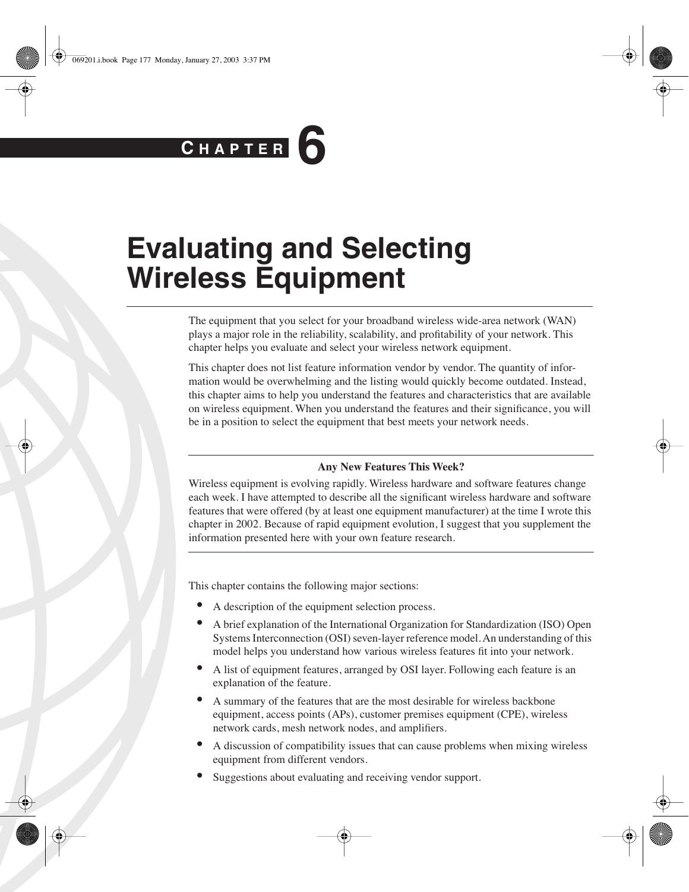# CHAPTER 6

# Evaluating and Selecting Wireless Equipment

The equipment that you select for your broadband wireless wide-area network (WAN) plays a major role in the reliability, scalability, and profitability of your network. This chapter helps you evaluate and select your wireless network equipment.

This chapter does not list feature information vendor by vendor. The quantity of information would be overwhelming and the listing would quickly become outdated. Instead, this chapter aims to help you understand the features and characteristics that are available on wireless equipment. When you understand the features and their significance, you will be in a position to select the equipment that best meets your network needs.

**Any New Features This Week?**

Wireless equipment is evolving rapidly. Wireless hardware and software features change each week. I have attempted to describe all the significant wireless hardware and software features that were offered (by at least one equipment manufacturer) at the time I wrote this chapter in 2002. Because of rapid equipment evolution, I suggest that you supplement the information presented here with your own feature research.

This chapter contains the following major sections:

- A description of the equipment selection process.
- A brief explanation of the International Organization for Standardization (ISO) Open Systems Interconnection (OSI) seven-layer reference model. An understanding of this model helps you understand how various wireless features fit into your network.
- A list of equipment features, arranged by OSI layer. Following each feature is an explanation of the feature.
- A summary of the features that are the most desirable for wireless backbone equipment, access points (APs), customer premises equipment (CPE), wireless network cards, mesh network nodes, and amplifiers.
- A discussion of compatibility issues that can cause problems when mixing wireless equipment from different vendors.
- Suggestions about evaluating and receiving vendor support.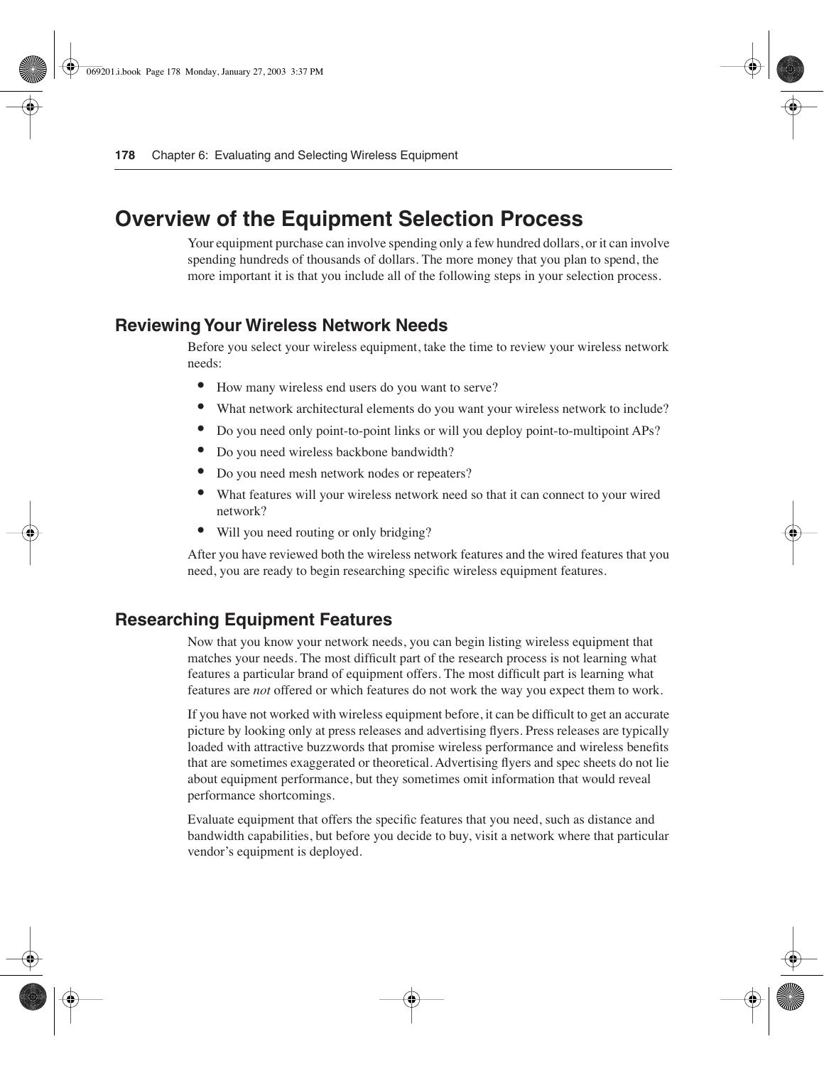# Overview of the Equipment Selection Process

Your equipment purchase can involve spending only a few hundred dollars, or it can involve spending hundreds of thousands of dollars. The more money that you plan to spend, the more important it is that you include all of the following steps in your selection process.

## Reviewing Your Wireless Network Needs

Before you select your wireless equipment, take the time to review your wireless network needs:

- How many wireless end users do you want to serve?
- What network architectural elements do you want your wireless network to include?
- Do you need only point-to-point links or will you deploy point-to-multipoint APs?
- Do you need wireless backbone bandwidth?
- Do you need mesh network nodes or repeaters?
- What features will your wireless network need so that it can connect to your wired network?
- Will you need routing or only bridging?

After you have reviewed both the wireless network features and the wired features that you need, you are ready to begin researching specific wireless equipment features.

## Researching Equipment Features

Now that you know your network needs, you can begin listing wireless equipment that matches your needs. The most difficult part of the research process is not learning what features a particular brand of equipment offers. The most difficult part is learning what features are *not* offered or which features do not work the way you expect them to work.

If you have not worked with wireless equipment before, it can be difficult to get an accurate picture by looking only at press releases and advertising flyers. Press releases are typically loaded with attractive buzzwords that promise wireless performance and wireless benefits that are sometimes exaggerated or theoretical. Advertising flyers and spec sheets do not lie about equipment performance, but they sometimes omit information that would reveal performance shortcomings.

Evaluate equipment that offers the specific features that you need, such as distance and bandwidth capabilities, but before you decide to buy, visit a network where that particular vendor's equipment is deployed.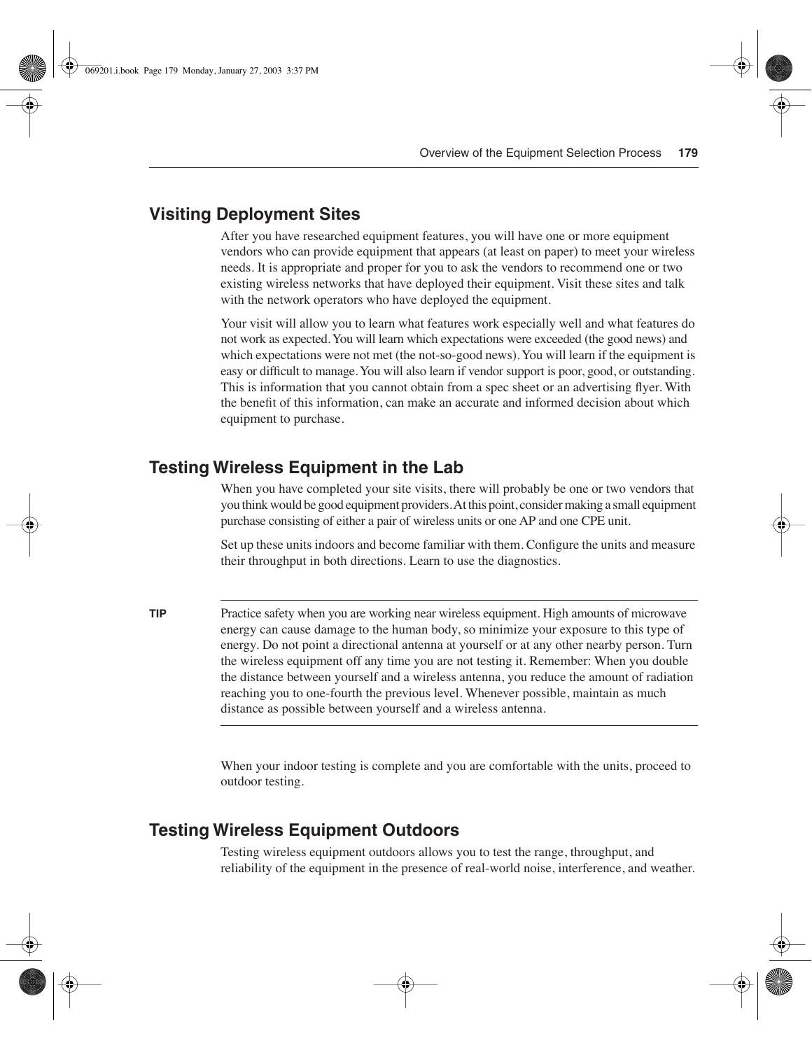## Visiting Deployment Sites

After you have researched equipment features, you will have one or more equipment vendors who can provide equipment that appears (at least on paper) to meet your wireless needs. It is appropriate and proper for you to ask the vendors to recommend one or two existing wireless networks that have deployed their equipment. Visit these sites and talk with the network operators who have deployed the equipment.

Your visit will allow you to learn what features work especially well and what features do not work as expected. You will learn which expectations were exceeded (the good news) and which expectations were not met (the not-so-good news). You will learn if the equipment is easy or difficult to manage. You will also learn if vendor support is poor, good, or outstanding. This is information that you cannot obtain from a spec sheet or an advertising flyer. With the benefit of this information, can make an accurate and informed decision about which equipment to purchase.

## Testing Wireless Equipment in the Lab

When you have completed your site visits, there will probably be one or two vendors that you think would be good equipment providers. At this point, consider making a small equipment purchase consisting of either a pair of wireless units or one AP and one CPE unit.

Set up these units indoors and become familiar with them. Configure the units and measure their throughput in both directions. Learn to use the diagnostics.

**TIP** Practice safety when you are working near wireless equipment. High amounts of microwave energy can cause damage to the human body, so minimize your exposure to this type of energy. Do not point a directional antenna at yourself or at any other nearby person. Turn the wireless equipment off any time you are not testing it. Remember: When you double the distance between yourself and a wireless antenna, you reduce the amount of radiation reaching you to one-fourth the previous level. Whenever possible, maintain as much distance as possible between yourself and a wireless antenna.

When your indoor testing is complete and you are comfortable with the units, proceed to outdoor testing.

## Testing Wireless Equipment Outdoors

Testing wireless equipment outdoors allows you to test the range, throughput, and reliability of the equipment in the presence of real-world noise, interference, and weather.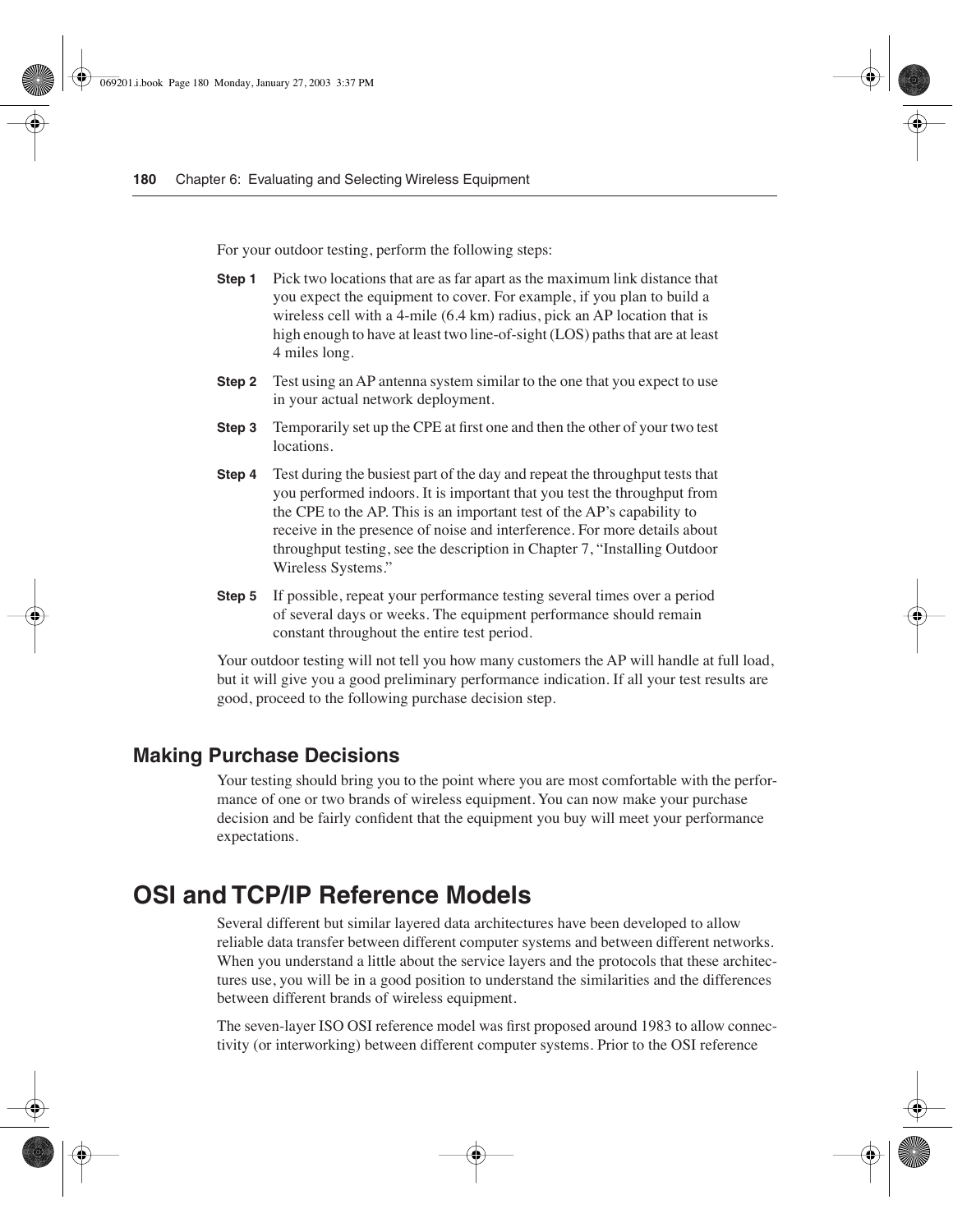For your outdoor testing, perform the following steps:

**Step 1** Pick two locations that are as far apart as the maximum link distance that you expect the equipment to cover. For example, if you plan to build a wireless cell with a 4-mile (6.4 km) radius, pick an AP location that is high enough to have at least two line-of-sight (LOS) paths that are at least 4 miles long.

**Step 2** Test using an AP antenna system similar to the one that you expect to use in your actual network deployment.

**Step 3** Temporarily set up the CPE at first one and then the other of your two test locations.

**Step 4** Test during the busiest part of the day and repeat the throughput tests that you performed indoors. It is important that you test the throughput from the CPE to the AP. This is an important test of the AP's capability to receive in the presence of noise and interference. For more details about throughput testing, see the description in Chapter 7, "Installing Outdoor Wireless Systems."

**Step 5** If possible, repeat your performance testing several times over a period of several days or weeks. The equipment performance should remain constant throughout the entire test period.

Your outdoor testing will not tell you how many customers the AP will handle at full load, but it will give you a good preliminary performance indication. If all your test results are good, proceed to the following purchase decision step.

### Making Purchase Decisions

Your testing should bring you to the point where you are most comfortable with the performance of one or two brands of wireless equipment. You can now make your purchase decision and be fairly confident that the equipment you buy will meet your performance expectations.

## OSI and TCP/IP Reference Models

Several different but similar layered data architectures have been developed to allow reliable data transfer between different computer systems and between different networks. When you understand a little about the service layers and the protocols that these architectures use, you will be in a good position to understand the similarities and the differences between different brands of wireless equipment.

The seven-layer ISO OSI reference model was first proposed around 1983 to allow connectivity (or interworking) between different computer systems. Prior to the OSI reference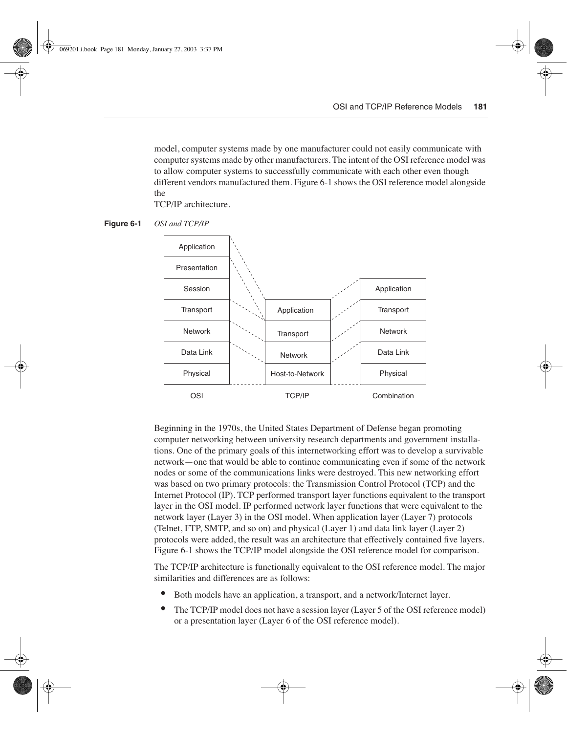model, computer systems made by one manufacturer could not easily communicate with computer systems made by other manufacturers. The intent of the OSI reference model was to allow computer systems to successfully communicate with each other even though different vendors manufactured them. Figure 6-1 shows the OSI reference model alongside the TCP/IP architecture.

**Figure 6-1** *OSI and TCP/IP*

| OSI | TCP/IP | Combination |
|---|---|---|
| Application | | |
| Presentation | | |
| Session | | Application |
| Transport | Application | Transport |
| Network | Transport | Network |
| Data Link | Network | Data Link |
| Physical | Host-to-Network | Physical |

Beginning in the 1970s, the United States Department of Defense began promoting computer networking between university research departments and government installations. One of the primary goals of this internetworking effort was to develop a survivable network—one that would be able to continue communicating even if some of the network nodes or some of the communications links were destroyed. This new networking effort was based on two primary protocols: the Transmission Control Protocol (TCP) and the Internet Protocol (IP). TCP performed transport layer functions equivalent to the transport layer in the OSI model. IP performed network layer functions that were equivalent to the network layer (Layer 3) in the OSI model. When application layer (Layer 7) protocols (Telnet, FTP, SMTP, and so on) and physical (Layer 1) and data link layer (Layer 2) protocols were added, the result was an architecture that effectively contained five layers. Figure 6-1 shows the TCP/IP model alongside the OSI reference model for comparison.

The TCP/IP architecture is functionally equivalent to the OSI reference model. The major similarities and differences are as follows:

- Both models have an application, a transport, and a network/Internet layer.
- The TCP/IP model does not have a session layer (Layer 5 of the OSI reference model) or a presentation layer (Layer 6 of the OSI reference model).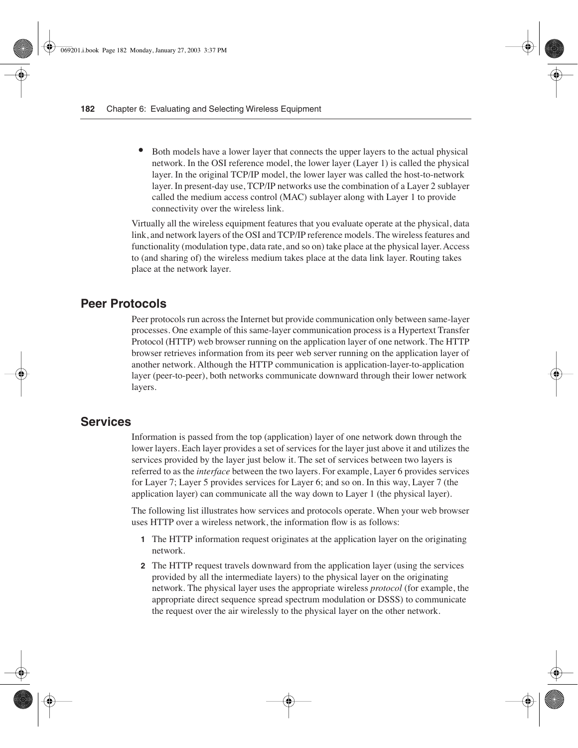- Both models have a lower layer that connects the upper layers to the actual physical network. In the OSI reference model, the lower layer (Layer 1) is called the physical layer. In the original TCP/IP model, the lower layer was called the host-to-network layer. In present-day use, TCP/IP networks use the combination of a Layer 2 sublayer called the medium access control (MAC) sublayer along with Layer 1 to provide connectivity over the wireless link.

Virtually all the wireless equipment features that you evaluate operate at the physical, data link, and network layers of the OSI and TCP/IP reference models. The wireless features and functionality (modulation type, data rate, and so on) take place at the physical layer. Access to (and sharing of) the wireless medium takes place at the data link layer. Routing takes place at the network layer.

## Peer Protocols

Peer protocols run across the Internet but provide communication only between same-layer processes. One example of this same-layer communication process is a Hypertext Transfer Protocol (HTTP) web browser running on the application layer of one network. The HTTP browser retrieves information from its peer web server running on the application layer of another network. Although the HTTP communication is application-layer-to-application layer (peer-to-peer), both networks communicate downward through their lower network layers.

## Services

Information is passed from the top (application) layer of one network down through the lower layers. Each layer provides a set of services for the layer just above it and utilizes the services provided by the layer just below it. The set of services between two layers is referred to as the *interface* between the two layers. For example, Layer 6 provides services for Layer 7; Layer 5 provides services for Layer 6; and so on. In this way, Layer 7 (the application layer) can communicate all the way down to Layer 1 (the physical layer).

The following list illustrates how services and protocols operate. When your web browser uses HTTP over a wireless network, the information flow is as follows:

1. The HTTP information request originates at the application layer on the originating network.
2. The HTTP request travels downward from the application layer (using the services provided by all the intermediate layers) to the physical layer on the originating network. The physical layer uses the appropriate wireless *protocol* (for example, the appropriate direct sequence spread spectrum modulation or DSSS) to communicate the request over the air wirelessly to the physical layer on the other network.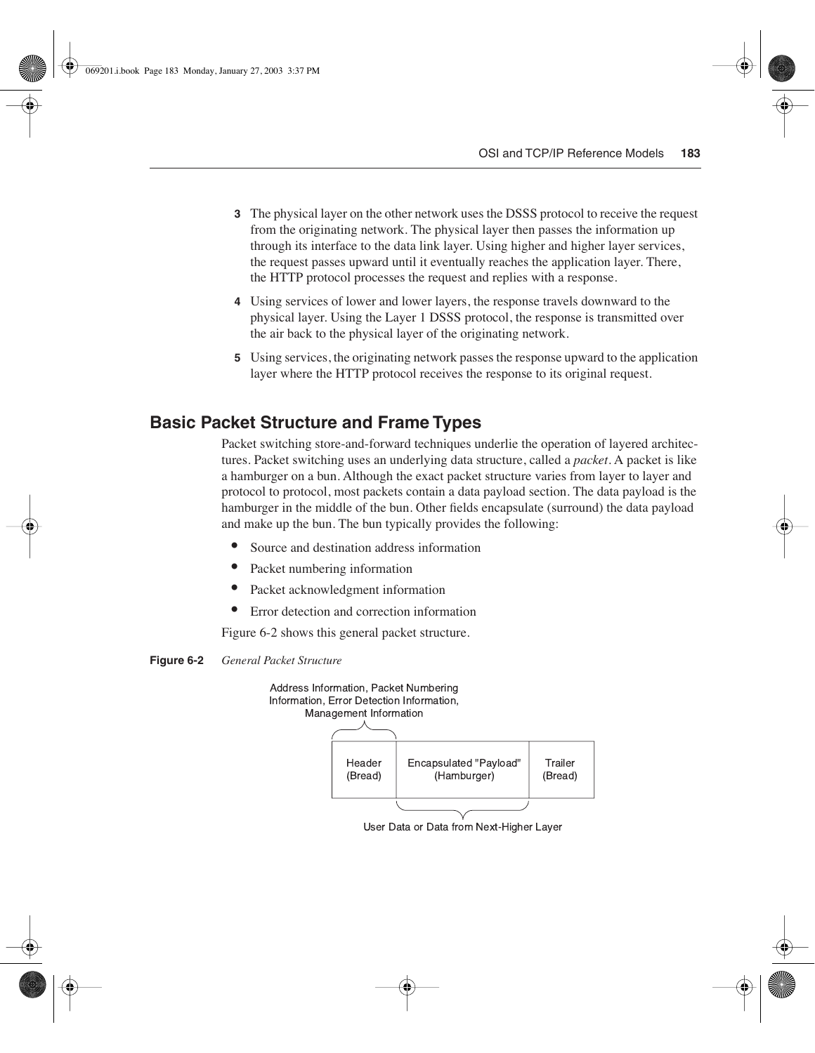3. The physical layer on the other network uses the DSSS protocol to receive the request from the originating network. The physical layer then passes the information up through its interface to the data link layer. Using higher and higher layer services, the request passes upward until it eventually reaches the application layer. There, the HTTP protocol processes the request and replies with a response.
4. Using services of lower and lower layers, the response travels downward to the physical layer. Using the Layer 1 DSSS protocol, the response is transmitted over the air back to the physical layer of the originating network.
5. Using services, the originating network passes the response upward to the application layer where the HTTP protocol receives the response to its original request.

## Basic Packet Structure and Frame Types

Packet switching store-and-forward techniques underlie the operation of layered architectures. Packet switching uses an underlying data structure, called a *packet*. A packet is like a hamburger on a bun. Although the exact packet structure varies from layer to layer and protocol to protocol, most packets contain a data payload section. The data payload is the hamburger in the middle of the bun. Other fields encapsulate (surround) the data payload and make up the bun. The bun typically provides the following:

- Source and destination address information
- Packet numbering information
- Packet acknowledgment information
- Error detection and correction information

Figure 6-2 shows this general packet structure.

**Figure 6-2** *General Packet Structure*

Address Information, Packet Numbering Information, Error Detection Information, Management Information

| Header (Bread) | Encapsulated "Payload" (Hamburger) | Trailer (Bread) |
|---|---|---|

User Data or Data from Next-Higher Layer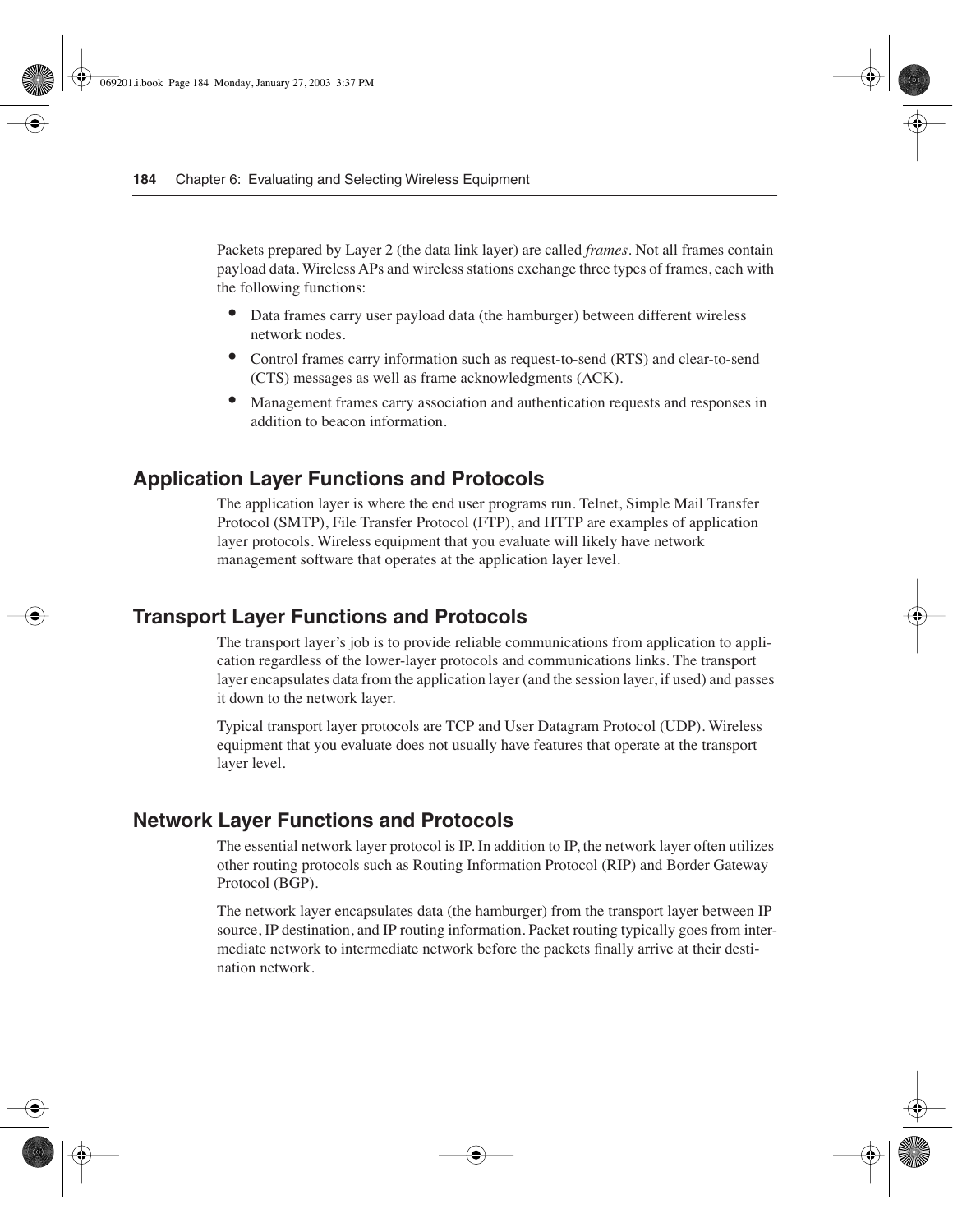Packets prepared by Layer 2 (the data link layer) are called *frames*. Not all frames contain payload data. Wireless APs and wireless stations exchange three types of frames, each with the following functions:

- Data frames carry user payload data (the hamburger) between different wireless network nodes.
- Control frames carry information such as request-to-send (RTS) and clear-to-send (CTS) messages as well as frame acknowledgments (ACK).
- Management frames carry association and authentication requests and responses in addition to beacon information.

## Application Layer Functions and Protocols

The application layer is where the end user programs run. Telnet, Simple Mail Transfer Protocol (SMTP), File Transfer Protocol (FTP), and HTTP are examples of application layer protocols. Wireless equipment that you evaluate will likely have network management software that operates at the application layer level.

## Transport Layer Functions and Protocols

The transport layer's job is to provide reliable communications from application to application regardless of the lower-layer protocols and communications links. The transport layer encapsulates data from the application layer (and the session layer, if used) and passes it down to the network layer.

Typical transport layer protocols are TCP and User Datagram Protocol (UDP). Wireless equipment that you evaluate does not usually have features that operate at the transport layer level.

## Network Layer Functions and Protocols

The essential network layer protocol is IP. In addition to IP, the network layer often utilizes other routing protocols such as Routing Information Protocol (RIP) and Border Gateway Protocol (BGP).

The network layer encapsulates data (the hamburger) from the transport layer between IP source, IP destination, and IP routing information. Packet routing typically goes from intermediate network to intermediate network before the packets finally arrive at their destination network.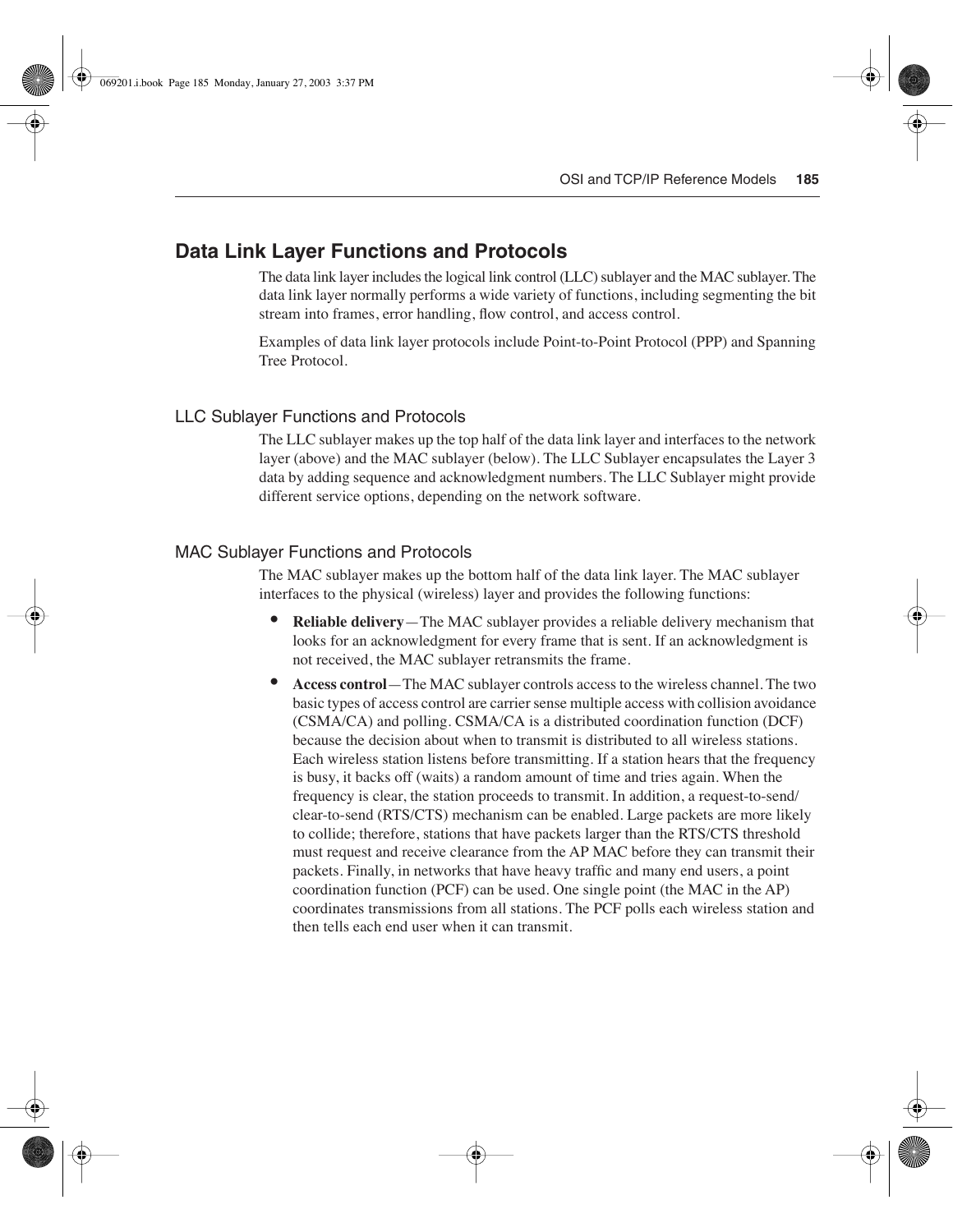## Data Link Layer Functions and Protocols

The data link layer includes the logical link control (LLC) sublayer and the MAC sublayer. The data link layer normally performs a wide variety of functions, including segmenting the bit stream into frames, error handling, flow control, and access control.

Examples of data link layer protocols include Point-to-Point Protocol (PPP) and Spanning Tree Protocol.

### LLC Sublayer Functions and Protocols

The LLC sublayer makes up the top half of the data link layer and interfaces to the network layer (above) and the MAC sublayer (below). The LLC Sublayer encapsulates the Layer 3 data by adding sequence and acknowledgment numbers. The LLC Sublayer might provide different service options, depending on the network software.

### MAC Sublayer Functions and Protocols

The MAC sublayer makes up the bottom half of the data link layer. The MAC sublayer interfaces to the physical (wireless) layer and provides the following functions:

- **Reliable delivery**—The MAC sublayer provides a reliable delivery mechanism that looks for an acknowledgment for every frame that is sent. If an acknowledgment is not received, the MAC sublayer retransmits the frame.
- **Access control**—The MAC sublayer controls access to the wireless channel. The two basic types of access control are carrier sense multiple access with collision avoidance (CSMA/CA) and polling. CSMA/CA is a distributed coordination function (DCF) because the decision about when to transmit is distributed to all wireless stations. Each wireless station listens before transmitting. If a station hears that the frequency is busy, it backs off (waits) a random amount of time and tries again. When the frequency is clear, the station proceeds to transmit. In addition, a request-to-send/clear-to-send (RTS/CTS) mechanism can be enabled. Large packets are more likely to collide; therefore, stations that have packets larger than the RTS/CTS threshold must request and receive clearance from the AP MAC before they can transmit their packets. Finally, in networks that have heavy traffic and many end users, a point coordination function (PCF) can be used. One single point (the MAC in the AP) coordinates transmissions from all stations. The PCF polls each wireless station and then tells each end user when it can transmit.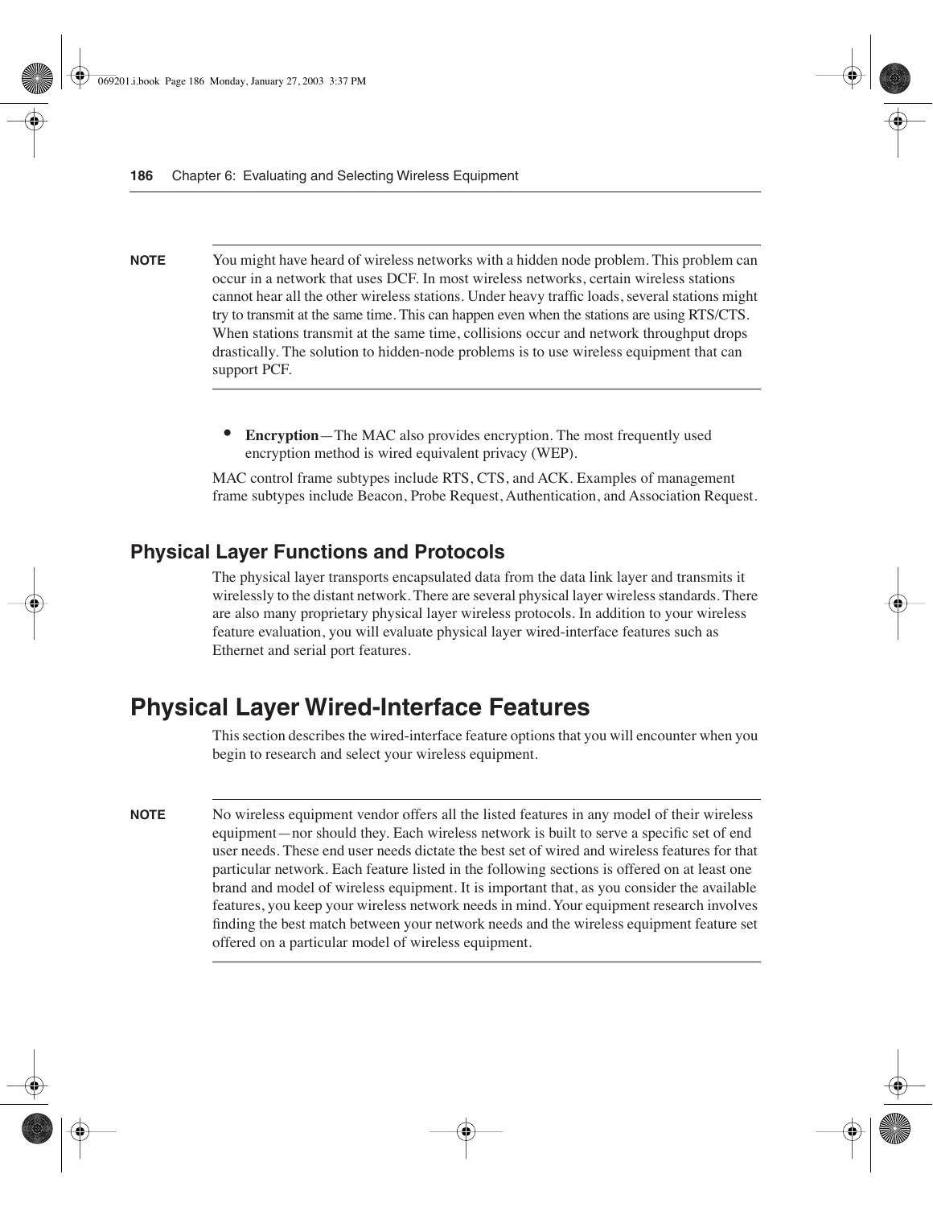**NOTE** You might have heard of wireless networks with a hidden node problem. This problem can occur in a network that uses DCF. In most wireless networks, certain wireless stations cannot hear all the other wireless stations. Under heavy traffic loads, several stations might try to transmit at the same time. This can happen even when the stations are using RTS/CTS. When stations transmit at the same time, collisions occur and network throughput drops drastically. The solution to hidden-node problems is to use wireless equipment that can support PCF.

- **Encryption**—The MAC also provides encryption. The most frequently used encryption method is wired equivalent privacy (WEP).

MAC control frame subtypes include RTS, CTS, and ACK. Examples of management frame subtypes include Beacon, Probe Request, Authentication, and Association Request.

### Physical Layer Functions and Protocols

The physical layer transports encapsulated data from the data link layer and transmits it wirelessly to the distant network. There are several physical layer wireless standards. There are also many proprietary physical layer wireless protocols. In addition to your wireless feature evaluation, you will evaluate physical layer wired-interface features such as Ethernet and serial port features.

## Physical Layer Wired-Interface Features

This section describes the wired-interface feature options that you will encounter when you begin to research and select your wireless equipment.

**NOTE** No wireless equipment vendor offers all the listed features in any model of their wireless equipment—nor should they. Each wireless network is built to serve a specific set of end user needs. These end user needs dictate the best set of wired and wireless features for that particular network. Each feature listed in the following sections is offered on at least one brand and model of wireless equipment. It is important that, as you consider the available features, you keep your wireless network needs in mind. Your equipment research involves finding the best match between your network needs and the wireless equipment feature set offered on a particular model of wireless equipment.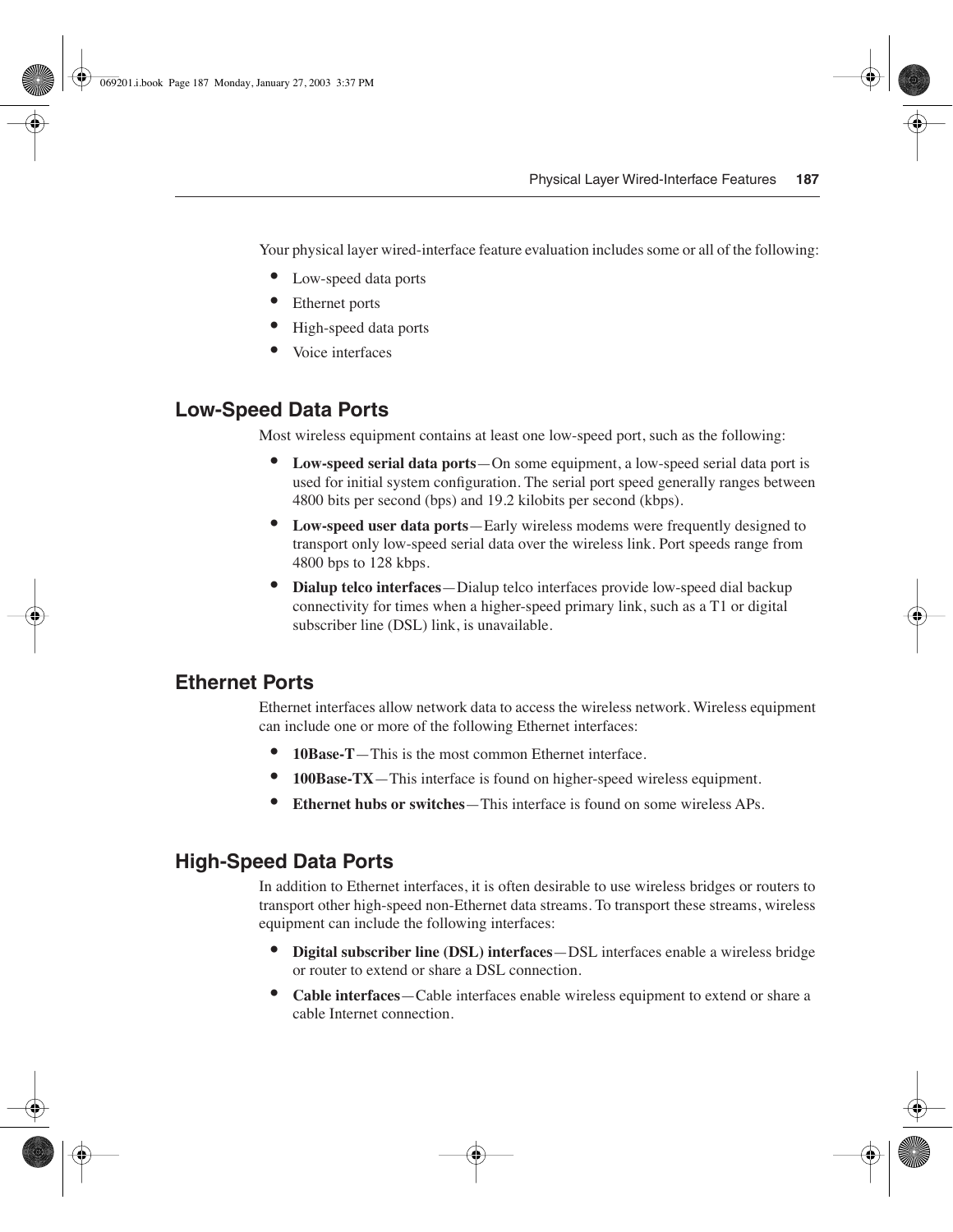Your physical layer wired-interface feature evaluation includes some or all of the following:

- Low-speed data ports
- Ethernet ports
- High-speed data ports
- Voice interfaces

## Low-Speed Data Ports

Most wireless equipment contains at least one low-speed port, such as the following:

- **Low-speed serial data ports**—On some equipment, a low-speed serial data port is used for initial system configuration. The serial port speed generally ranges between 4800 bits per second (bps) and 19.2 kilobits per second (kbps).
- **Low-speed user data ports**—Early wireless modems were frequently designed to transport only low-speed serial data over the wireless link. Port speeds range from 4800 bps to 128 kbps.
- **Dialup telco interfaces**—Dialup telco interfaces provide low-speed dial backup connectivity for times when a higher-speed primary link, such as a T1 or digital subscriber line (DSL) link, is unavailable.

## Ethernet Ports

Ethernet interfaces allow network data to access the wireless network. Wireless equipment can include one or more of the following Ethernet interfaces:

- **10Base-T**—This is the most common Ethernet interface.
- **100Base-TX**—This interface is found on higher-speed wireless equipment.
- **Ethernet hubs or switches**—This interface is found on some wireless APs.

## High-Speed Data Ports

In addition to Ethernet interfaces, it is often desirable to use wireless bridges or routers to transport other high-speed non-Ethernet data streams. To transport these streams, wireless equipment can include the following interfaces:

- **Digital subscriber line (DSL) interfaces**—DSL interfaces enable a wireless bridge or router to extend or share a DSL connection.
- **Cable interfaces**—Cable interfaces enable wireless equipment to extend or share a cable Internet connection.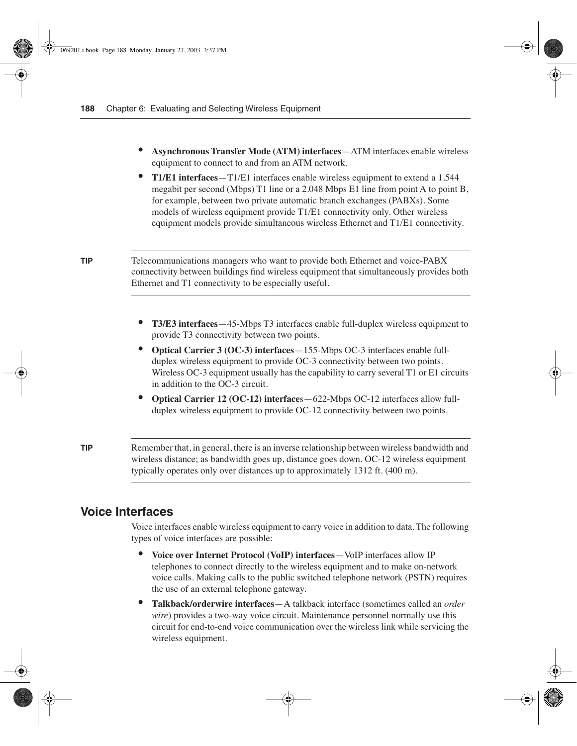- **Asynchronous Transfer Mode (ATM) interfaces**—ATM interfaces enable wireless equipment to connect to and from an ATM network.
- **T1/E1 interfaces**—T1/E1 interfaces enable wireless equipment to extend a 1.544 megabit per second (Mbps) T1 line or a 2.048 Mbps E1 line from point A to point B, for example, between two private automatic branch exchanges (PABXs). Some models of wireless equipment provide T1/E1 connectivity only. Other wireless equipment models provide simultaneous wireless Ethernet and T1/E1 connectivity.

---

**TIP** Telecommunications managers who want to provide both Ethernet and voice-PABX connectivity between buildings find wireless equipment that simultaneously provides both Ethernet and T1 connectivity to be especially useful.

---

- **T3/E3 interfaces**—45-Mbps T3 interfaces enable full-duplex wireless equipment to provide T3 connectivity between two points.
- **Optical Carrier 3 (OC-3) interfaces**—155-Mbps OC-3 interfaces enable full-duplex wireless equipment to provide OC-3 connectivity between two points. Wireless OC-3 equipment usually has the capability to carry several T1 or E1 circuits in addition to the OC-3 circuit.
- **Optical Carrier 12 (OC-12) interfaces**—622-Mbps OC-12 interfaces allow full-duplex wireless equipment to provide OC-12 connectivity between two points.

---

**TIP** Remember that, in general, there is an inverse relationship between wireless bandwidth and wireless distance; as bandwidth goes up, distance goes down. OC-12 wireless equipment typically operates only over distances up to approximately 1312 ft. (400 m).

---

## Voice Interfaces

Voice interfaces enable wireless equipment to carry voice in addition to data. The following types of voice interfaces are possible:

- **Voice over Internet Protocol (VoIP) interfaces**—VoIP interfaces allow IP telephones to connect directly to the wireless equipment and to make on-network voice calls. Making calls to the public switched telephone network (PSTN) requires the use of an external telephone gateway.
- **Talkback/orderwire interfaces**—A talkback interface (sometimes called an *order wire*) provides a two-way voice circuit. Maintenance personnel normally use this circuit for end-to-end voice communication over the wireless link while servicing the wireless equipment.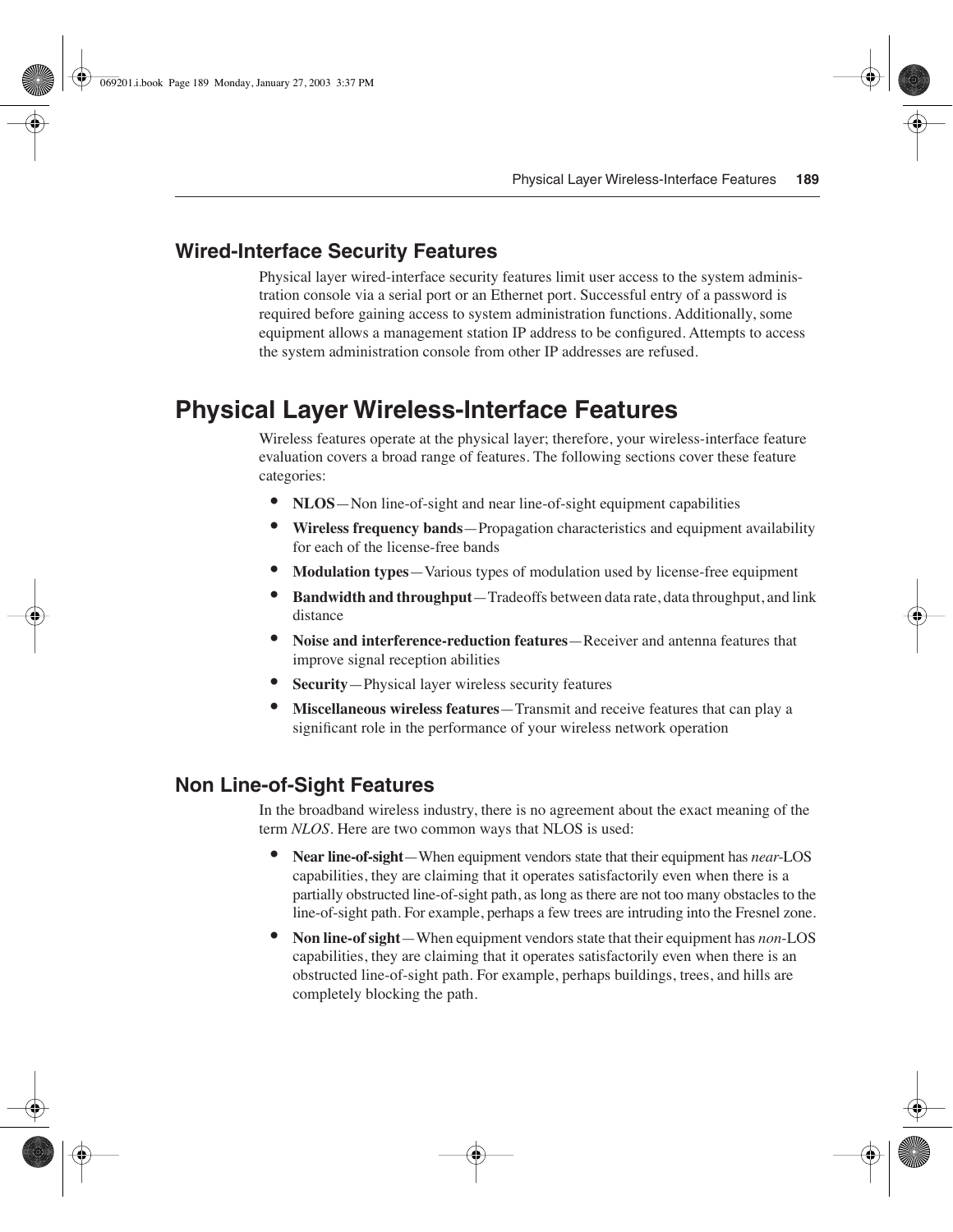### Wired-Interface Security Features

Physical layer wired-interface security features limit user access to the system administration console via a serial port or an Ethernet port. Successful entry of a password is required before gaining access to system administration functions. Additionally, some equipment allows a management station IP address to be configured. Attempts to access the system administration console from other IP addresses are refused.

## Physical Layer Wireless-Interface Features

Wireless features operate at the physical layer; therefore, your wireless-interface feature evaluation covers a broad range of features. The following sections cover these feature categories:

- **NLOS**—Non line-of-sight and near line-of-sight equipment capabilities
- **Wireless frequency bands**—Propagation characteristics and equipment availability for each of the license-free bands
- **Modulation types**—Various types of modulation used by license-free equipment
- **Bandwidth and throughput**—Tradeoffs between data rate, data throughput, and link distance
- **Noise and interference-reduction features**—Receiver and antenna features that improve signal reception abilities
- **Security**—Physical layer wireless security features
- **Miscellaneous wireless features**—Transmit and receive features that can play a significant role in the performance of your wireless network operation

### Non Line-of-Sight Features

In the broadband wireless industry, there is no agreement about the exact meaning of the term *NLOS*. Here are two common ways that NLOS is used:

- **Near line-of-sight**—When equipment vendors state that their equipment has *near*-LOS capabilities, they are claiming that it operates satisfactorily even when there is a partially obstructed line-of-sight path, as long as there are not too many obstacles to the line-of-sight path. For example, perhaps a few trees are intruding into the Fresnel zone.
- **Non line-of sight**—When equipment vendors state that their equipment has *non*-LOS capabilities, they are claiming that it operates satisfactorily even when there is an obstructed line-of-sight path. For example, perhaps buildings, trees, and hills are completely blocking the path.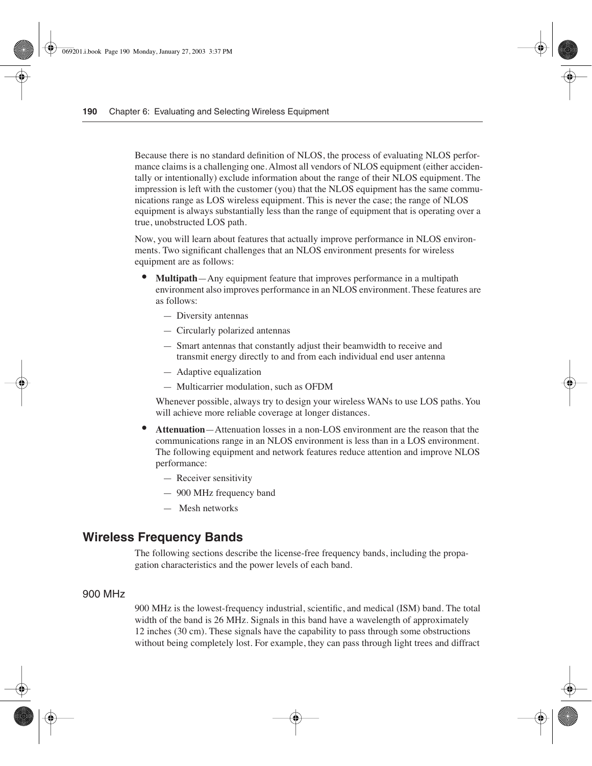Because there is no standard definition of NLOS, the process of evaluating NLOS performance claims is a challenging one. Almost all vendors of NLOS equipment (either accidentally or intentionally) exclude information about the range of their NLOS equipment. The impression is left with the customer (you) that the NLOS equipment has the same communications range as LOS wireless equipment. This is never the case; the range of NLOS equipment is always substantially less than the range of equipment that is operating over a true, unobstructed LOS path.

Now, you will learn about features that actually improve performance in NLOS environments. Two significant challenges that an NLOS environment presents for wireless equipment are as follows:

- **Multipath**—Any equipment feature that improves performance in a multipath environment also improves performance in an NLOS environment. These features are as follows:
  - Diversity antennas
  - Circularly polarized antennas
  - Smart antennas that constantly adjust their beamwidth to receive and transmit energy directly to and from each individual end user antenna
  - Adaptive equalization
  - Multicarrier modulation, such as OFDM

  Whenever possible, always try to design your wireless WANs to use LOS paths. You will achieve more reliable coverage at longer distances.

- **Attenuation**—Attenuation losses in a non-LOS environment are the reason that the communications range in an NLOS environment is less than in a LOS environment. The following equipment and network features reduce attention and improve NLOS performance:
  - Receiver sensitivity
  - 900 MHz frequency band
  - Mesh networks

## Wireless Frequency Bands

The following sections describe the license-free frequency bands, including the propagation characteristics and the power levels of each band.

### 900 MHz

900 MHz is the lowest-frequency industrial, scientific, and medical (ISM) band. The total width of the band is 26 MHz. Signals in this band have a wavelength of approximately 12 inches (30 cm). These signals have the capability to pass through some obstructions without being completely lost. For example, they can pass through light trees and diffract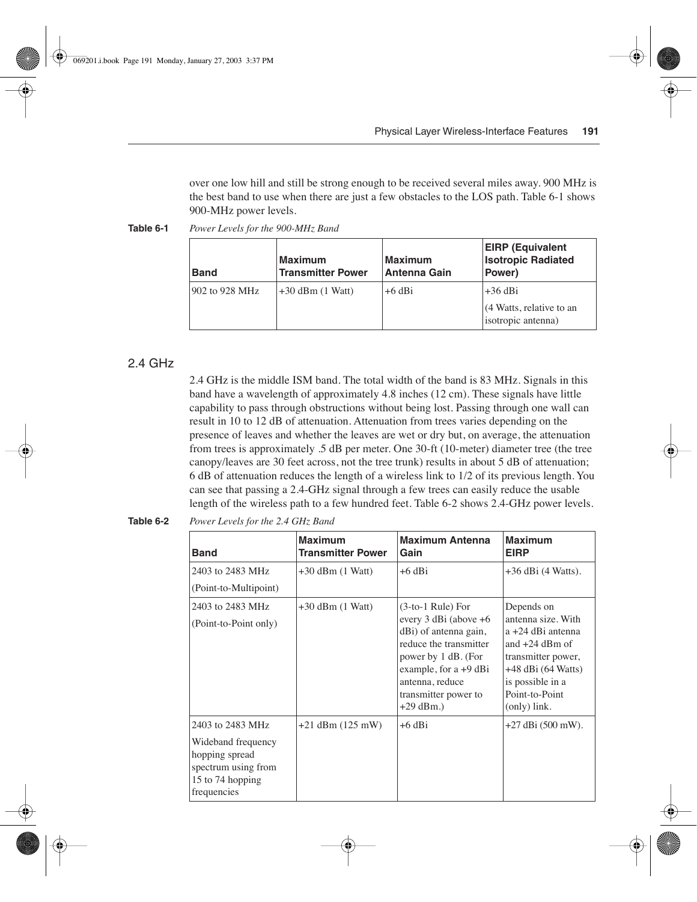over one low hill and still be strong enough to be received several miles away. 900 MHz is the best band to use when there are just a few obstacles to the LOS path. Table 6-1 shows 900-MHz power levels.

**Table 6-1** *Power Levels for the 900-MHz Band*

| Band | Maximum Transmitter Power | Maximum Antenna Gain | EIRP (Equivalent Isotropic Radiated Power) |
|---|---|---|---|
| 902 to 928 MHz | +30 dBm (1 Watt) | +6 dBi | +36 dBi<br>(4 Watts, relative to an isotropic antenna) |

## 2.4 GHz

2.4 GHz is the middle ISM band. The total width of the band is 83 MHz. Signals in this band have a wavelength of approximately 4.8 inches (12 cm). These signals have little capability to pass through obstructions without being lost. Passing through one wall can result in 10 to 12 dB of attenuation. Attenuation from trees varies depending on the presence of leaves and whether the leaves are wet or dry but, on average, the attenuation from trees is approximately .5 dB per meter. One 30-ft (10-meter) diameter tree (the tree canopy/leaves are 30 feet across, not the tree trunk) results in about 5 dB of attenuation; 6 dB of attenuation reduces the length of a wireless link to 1/2 of its previous length. You can see that passing a 2.4-GHz signal through a few trees can easily reduce the usable length of the wireless path to a few hundred feet. Table 6-2 shows 2.4-GHz power levels.

**Table 6-2** *Power Levels for the 2.4 GHz Band*

| Band | Maximum Transmitter Power | Maximum Antenna Gain | Maximum EIRP |
|---|---|---|---|
| 2403 to 2483 MHz<br>(Point-to-Multipoint) | +30 dBm (1 Watt) | +6 dBi | +36 dBi (4 Watts). |
| 2403 to 2483 MHz<br>(Point-to-Point only) | +30 dBm (1 Watt) | (3-to-1 Rule) For every 3 dBi (above +6 dBi) of antenna gain, reduce the transmitter power by 1 dB. (For example, for a +9 dBi antenna, reduce transmitter power to +29 dBm.) | Depends on antenna size. With a +24 dBi antenna and +24 dBm of transmitter power, +48 dBi (64 Watts) is possible in a Point-to-Point (only) link. |
| 2403 to 2483 MHz<br>Wideband frequency hopping spread spectrum using from 15 to 74 hopping frequencies | +21 dBm (125 mW) | +6 dBi | +27 dBi (500 mW). |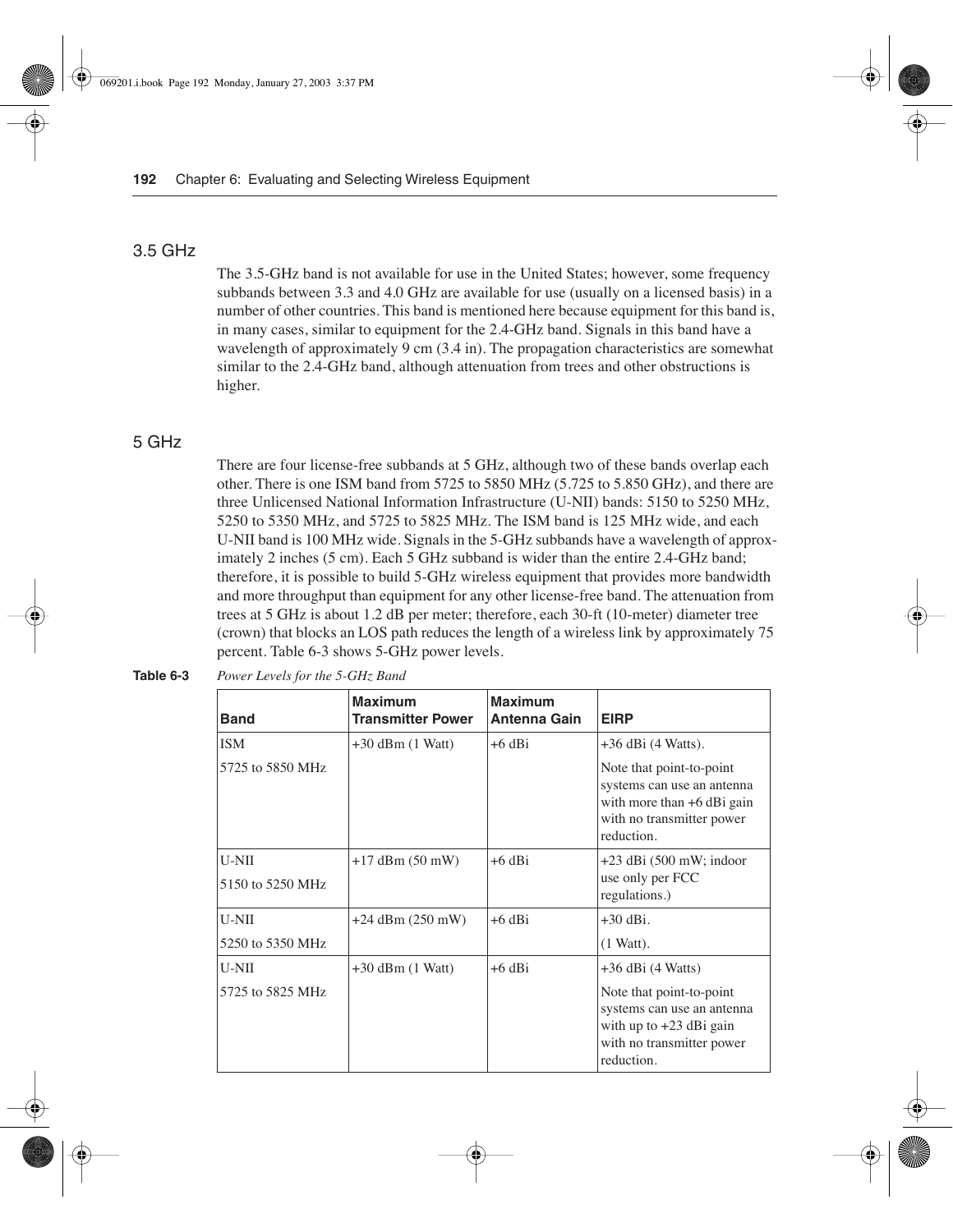## 3.5 GHz

The 3.5-GHz band is not available for use in the United States; however, some frequency subbands between 3.3 and 4.0 GHz are available for use (usually on a licensed basis) in a number of other countries. This band is mentioned here because equipment for this band is, in many cases, similar to equipment for the 2.4-GHz band. Signals in this band have a wavelength of approximately 9 cm (3.4 in). The propagation characteristics are somewhat similar to the 2.4-GHz band, although attenuation from trees and other obstructions is higher.

## 5 GHz

There are four license-free subbands at 5 GHz, although two of these bands overlap each other. There is one ISM band from 5725 to 5850 MHz (5.725 to 5.850 GHz), and there are three Unlicensed National Information Infrastructure (U-NII) bands: 5150 to 5250 MHz, 5250 to 5350 MHz, and 5725 to 5825 MHz. The ISM band is 125 MHz wide, and each U-NII band is 100 MHz wide. Signals in the 5-GHz subbands have a wavelength of approximately 2 inches (5 cm). Each 5 GHz subband is wider than the entire 2.4-GHz band; therefore, it is possible to build 5-GHz wireless equipment that provides more bandwidth and more throughput than equipment for any other license-free band. The attenuation from trees at 5 GHz is about 1.2 dB per meter; therefore, each 30-ft (10-meter) diameter tree (crown) that blocks an LOS path reduces the length of a wireless link by approximately 75 percent. Table 6-3 shows 5-GHz power levels.

**Table 6-3** *Power Levels for the 5-GHz Band*

| Band | Maximum Transmitter Power | Maximum Antenna Gain | EIRP |
|---|---|---|---|
| ISM<br>5725 to 5850 MHz | +30 dBm (1 Watt) | +6 dBi | +36 dBi (4 Watts).<br>Note that point-to-point systems can use an antenna with more than +6 dBi gain with no transmitter power reduction. |
| U-NII<br>5150 to 5250 MHz | +17 dBm (50 mW) | +6 dBi | +23 dBi (500 mW; indoor use only per FCC regulations.) |
| U-NII<br>5250 to 5350 MHz | +24 dBm (250 mW) | +6 dBi | +30 dBi.<br>(1 Watt). |
| U-NII<br>5725 to 5825 MHz | +30 dBm (1 Watt) | +6 dBi | +36 dBi (4 Watts)<br>Note that point-to-point systems can use an antenna with up to +23 dBi gain with no transmitter power reduction. |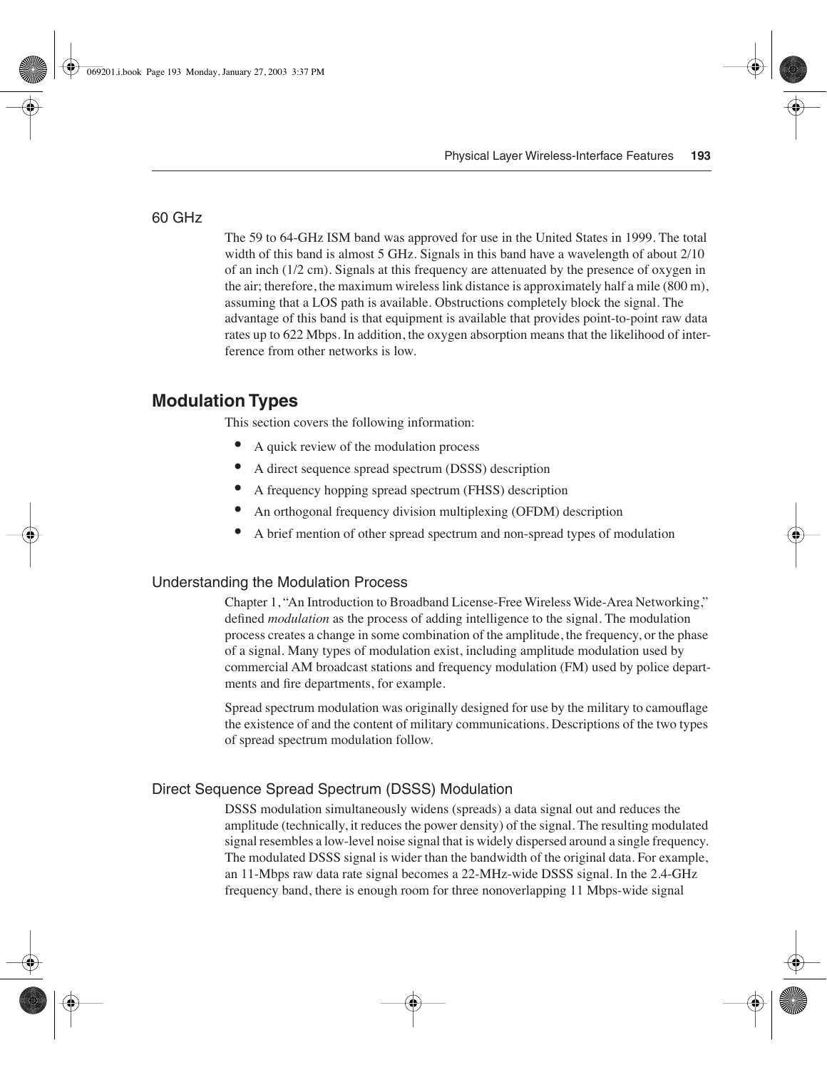### 60 GHz

The 59 to 64-GHz ISM band was approved for use in the United States in 1999. The total width of this band is almost 5 GHz. Signals in this band have a wavelength of about 2/10 of an inch (1/2 cm). Signals at this frequency are attenuated by the presence of oxygen in the air; therefore, the maximum wireless link distance is approximately half a mile (800 m), assuming that a LOS path is available. Obstructions completely block the signal. The advantage of this band is that equipment is available that provides point-to-point raw data rates up to 622 Mbps. In addition, the oxygen absorption means that the likelihood of interference from other networks is low.

## Modulation Types

This section covers the following information:

- A quick review of the modulation process
- A direct sequence spread spectrum (DSSS) description
- A frequency hopping spread spectrum (FHSS) description
- An orthogonal frequency division multiplexing (OFDM) description
- A brief mention of other spread spectrum and non-spread types of modulation

### Understanding the Modulation Process

Chapter 1, "An Introduction to Broadband License-Free Wireless Wide-Area Networking," defined *modulation* as the process of adding intelligence to the signal. The modulation process creates a change in some combination of the amplitude, the frequency, or the phase of a signal. Many types of modulation exist, including amplitude modulation used by commercial AM broadcast stations and frequency modulation (FM) used by police departments and fire departments, for example.

Spread spectrum modulation was originally designed for use by the military to camouflage the existence of and the content of military communications. Descriptions of the two types of spread spectrum modulation follow.

### Direct Sequence Spread Spectrum (DSSS) Modulation

DSSS modulation simultaneously widens (spreads) a data signal out and reduces the amplitude (technically, it reduces the power density) of the signal. The resulting modulated signal resembles a low-level noise signal that is widely dispersed around a single frequency. The modulated DSSS signal is wider than the bandwidth of the original data. For example, an 11-Mbps raw data rate signal becomes a 22-MHz-wide DSSS signal. In the 2.4-GHz frequency band, there is enough room for three nonoverlapping 11 Mbps-wide signal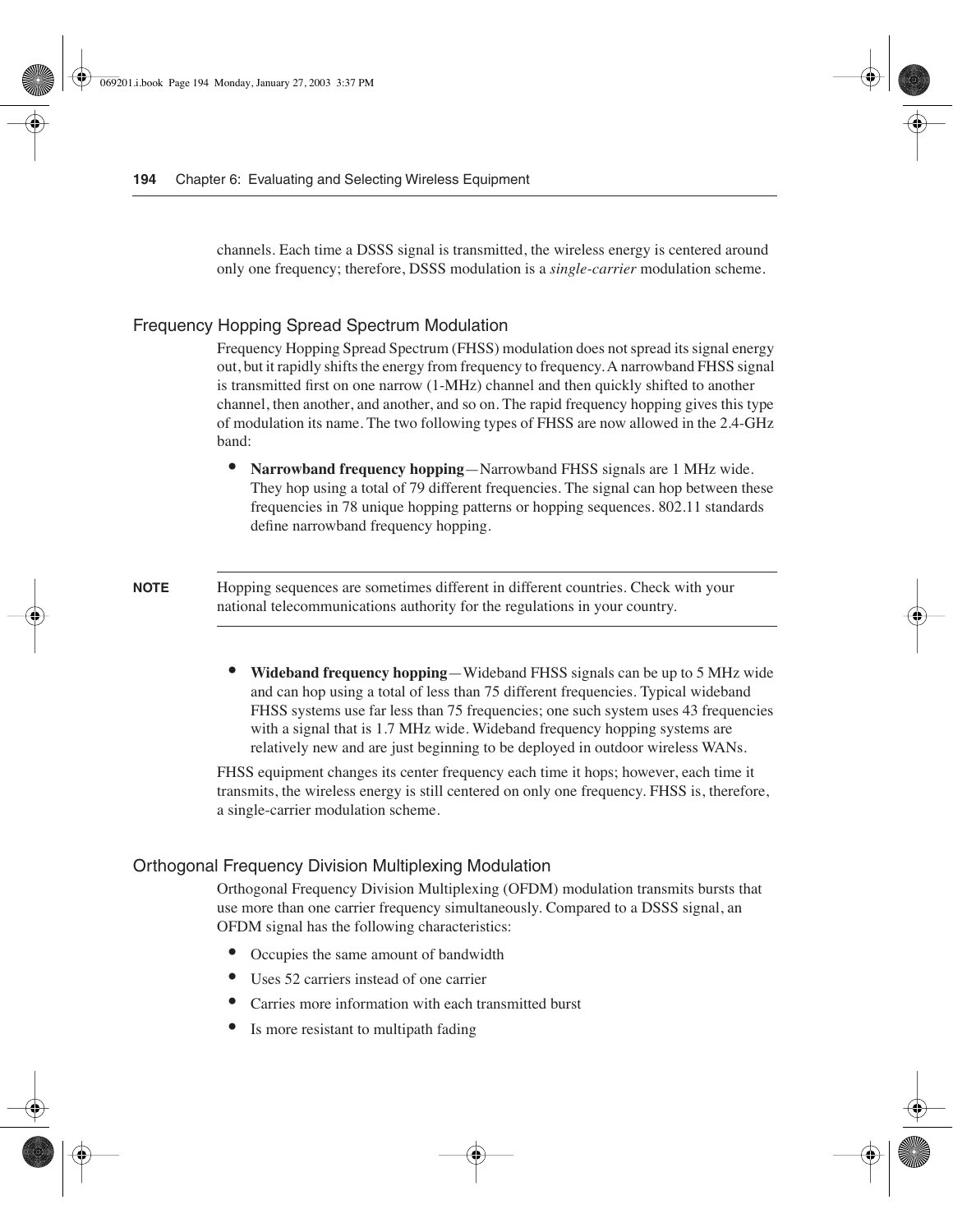channels. Each time a DSSS signal is transmitted, the wireless energy is centered around only one frequency; therefore, DSSS modulation is a *single-carrier* modulation scheme.

### Frequency Hopping Spread Spectrum Modulation

Frequency Hopping Spread Spectrum (FHSS) modulation does not spread its signal energy out, but it rapidly shifts the energy from frequency to frequency. A narrowband FHSS signal is transmitted first on one narrow (1-MHz) channel and then quickly shifted to another channel, then another, and another, and so on. The rapid frequency hopping gives this type of modulation its name. The two following types of FHSS are now allowed in the 2.4-GHz band:

- **Narrowband frequency hopping**—Narrowband FHSS signals are 1 MHz wide. They hop using a total of 79 different frequencies. The signal can hop between these frequencies in 78 unique hopping patterns or hopping sequences. 802.11 standards define narrowband frequency hopping.

**NOTE** Hopping sequences are sometimes different in different countries. Check with your national telecommunications authority for the regulations in your country.

- **Wideband frequency hopping**—Wideband FHSS signals can be up to 5 MHz wide and can hop using a total of less than 75 different frequencies. Typical wideband FHSS systems use far less than 75 frequencies; one such system uses 43 frequencies with a signal that is 1.7 MHz wide. Wideband frequency hopping systems are relatively new and are just beginning to be deployed in outdoor wireless WANs.

FHSS equipment changes its center frequency each time it hops; however, each time it transmits, the wireless energy is still centered on only one frequency. FHSS is, therefore, a single-carrier modulation scheme.

### Orthogonal Frequency Division Multiplexing Modulation

Orthogonal Frequency Division Multiplexing (OFDM) modulation transmits bursts that use more than one carrier frequency simultaneously. Compared to a DSSS signal, an OFDM signal has the following characteristics:

- Occupies the same amount of bandwidth
- Uses 52 carriers instead of one carrier
- Carries more information with each transmitted burst
- Is more resistant to multipath fading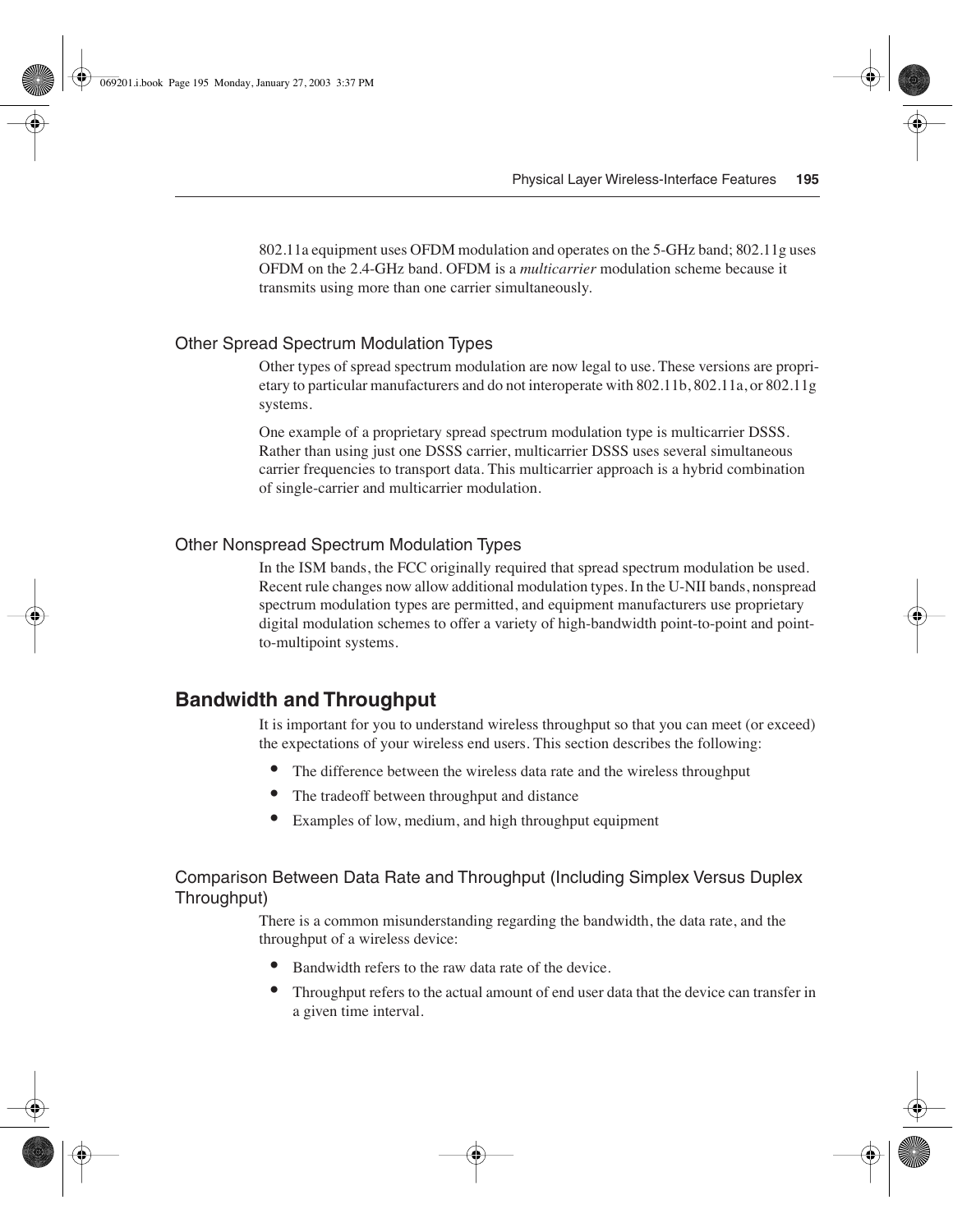802.11a equipment uses OFDM modulation and operates on the 5-GHz band; 802.11g uses OFDM on the 2.4-GHz band. OFDM is a *multicarrier* modulation scheme because it transmits using more than one carrier simultaneously.

### Other Spread Spectrum Modulation Types

Other types of spread spectrum modulation are now legal to use. These versions are proprietary to particular manufacturers and do not interoperate with 802.11b, 802.11a, or 802.11g systems.

One example of a proprietary spread spectrum modulation type is multicarrier DSSS. Rather than using just one DSSS carrier, multicarrier DSSS uses several simultaneous carrier frequencies to transport data. This multicarrier approach is a hybrid combination of single-carrier and multicarrier modulation.

### Other Nonspread Spectrum Modulation Types

In the ISM bands, the FCC originally required that spread spectrum modulation be used. Recent rule changes now allow additional modulation types. In the U-NII bands, nonspread spectrum modulation types are permitted, and equipment manufacturers use proprietary digital modulation schemes to offer a variety of high-bandwidth point-to-point and point-to-multipoint systems.

## Bandwidth and Throughput

It is important for you to understand wireless throughput so that you can meet (or exceed) the expectations of your wireless end users. This section describes the following:

- The difference between the wireless data rate and the wireless throughput
- The tradeoff between throughput and distance
- Examples of low, medium, and high throughput equipment

### Comparison Between Data Rate and Throughput (Including Simplex Versus Duplex Throughput)

There is a common misunderstanding regarding the bandwidth, the data rate, and the throughput of a wireless device:

- Bandwidth refers to the raw data rate of the device.
- Throughput refers to the actual amount of end user data that the device can transfer in a given time interval.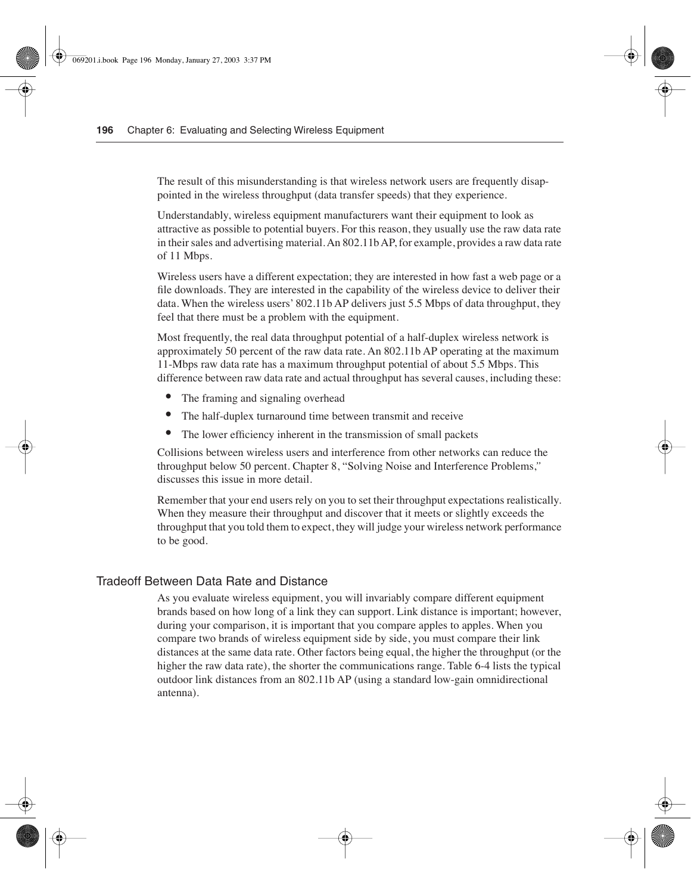The result of this misunderstanding is that wireless network users are frequently disappointed in the wireless throughput (data transfer speeds) that they experience.

Understandably, wireless equipment manufacturers want their equipment to look as attractive as possible to potential buyers. For this reason, they usually use the raw data rate in their sales and advertising material. An 802.11b AP, for example, provides a raw data rate of 11 Mbps.

Wireless users have a different expectation; they are interested in how fast a web page or a file downloads. They are interested in the capability of the wireless device to deliver their data. When the wireless users' 802.11b AP delivers just 5.5 Mbps of data throughput, they feel that there must be a problem with the equipment.

Most frequently, the real data throughput potential of a half-duplex wireless network is approximately 50 percent of the raw data rate. An 802.11b AP operating at the maximum 11-Mbps raw data rate has a maximum throughput potential of about 5.5 Mbps. This difference between raw data rate and actual throughput has several causes, including these:

- The framing and signaling overhead
- The half-duplex turnaround time between transmit and receive
- The lower efficiency inherent in the transmission of small packets

Collisions between wireless users and interference from other networks can reduce the throughput below 50 percent. Chapter 8, "Solving Noise and Interference Problems," discusses this issue in more detail.

Remember that your end users rely on you to set their throughput expectations realistically. When they measure their throughput and discover that it meets or slightly exceeds the throughput that you told them to expect, they will judge your wireless network performance to be good.

## Tradeoff Between Data Rate and Distance

As you evaluate wireless equipment, you will invariably compare different equipment brands based on how long of a link they can support. Link distance is important; however, during your comparison, it is important that you compare apples to apples. When you compare two brands of wireless equipment side by side, you must compare their link distances at the same data rate. Other factors being equal, the higher the throughput (or the higher the raw data rate), the shorter the communications range. Table 6-4 lists the typical outdoor link distances from an 802.11b AP (using a standard low-gain omnidirectional antenna).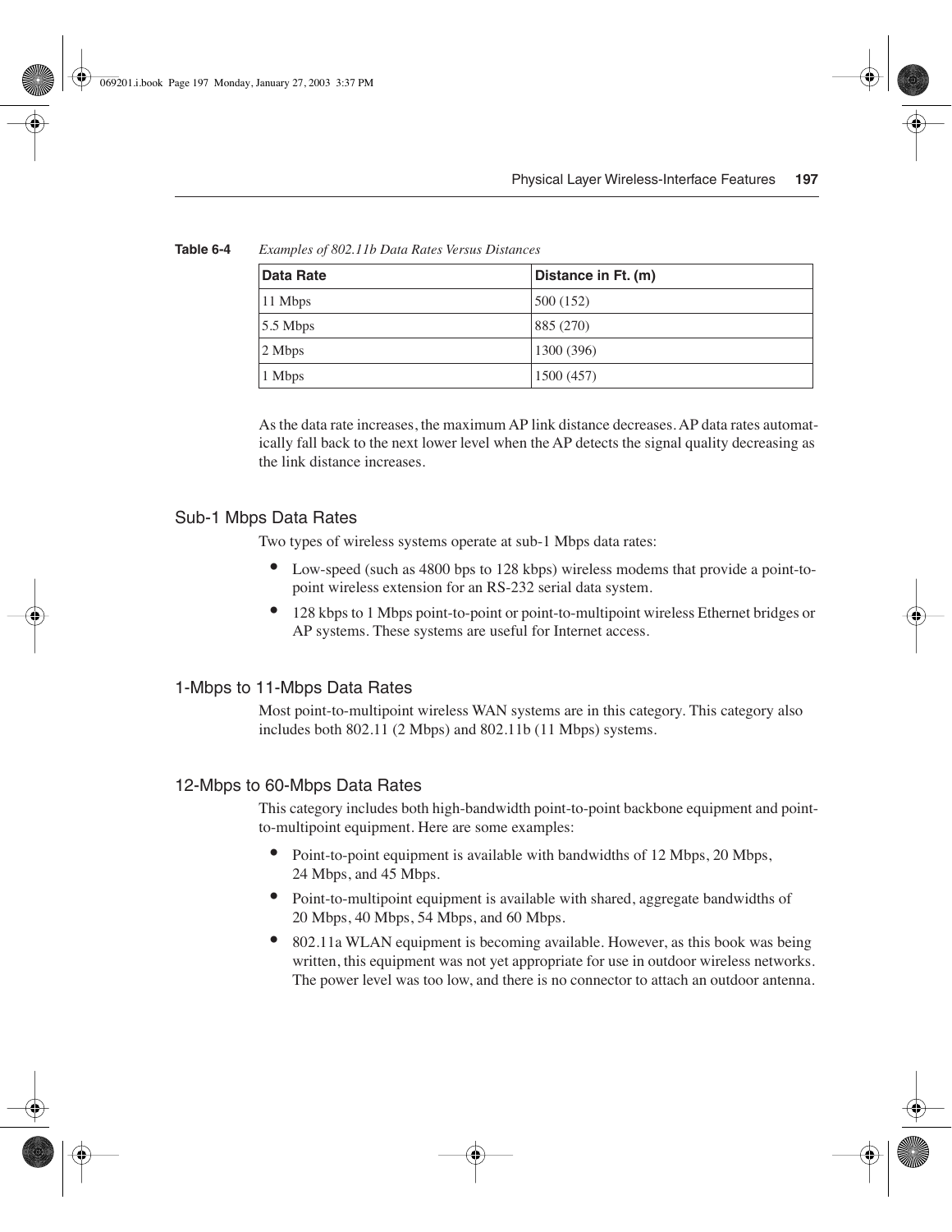**Table 6-4** *Examples of 802.11b Data Rates Versus Distances*

| Data Rate | Distance in Ft. (m) |
|---|---|
| 11 Mbps | 500 (152) |
| 5.5 Mbps | 885 (270) |
| 2 Mbps | 1300 (396) |
| 1 Mbps | 1500 (457) |

As the data rate increases, the maximum AP link distance decreases. AP data rates automatically fall back to the next lower level when the AP detects the signal quality decreasing as the link distance increases.

## Sub-1 Mbps Data Rates

Two types of wireless systems operate at sub-1 Mbps data rates:

- Low-speed (such as 4800 bps to 128 kbps) wireless modems that provide a point-to-point wireless extension for an RS-232 serial data system.
- 128 kbps to 1 Mbps point-to-point or point-to-multipoint wireless Ethernet bridges or AP systems. These systems are useful for Internet access.

## 1-Mbps to 11-Mbps Data Rates

Most point-to-multipoint wireless WAN systems are in this category. This category also includes both 802.11 (2 Mbps) and 802.11b (11 Mbps) systems.

## 12-Mbps to 60-Mbps Data Rates

This category includes both high-bandwidth point-to-point backbone equipment and point-to-multipoint equipment. Here are some examples:

- Point-to-point equipment is available with bandwidths of 12 Mbps, 20 Mbps, 24 Mbps, and 45 Mbps.
- Point-to-multipoint equipment is available with shared, aggregate bandwidths of 20 Mbps, 40 Mbps, 54 Mbps, and 60 Mbps.
- 802.11a WLAN equipment is becoming available. However, as this book was being written, this equipment was not yet appropriate for use in outdoor wireless networks. The power level was too low, and there is no connector to attach an outdoor antenna.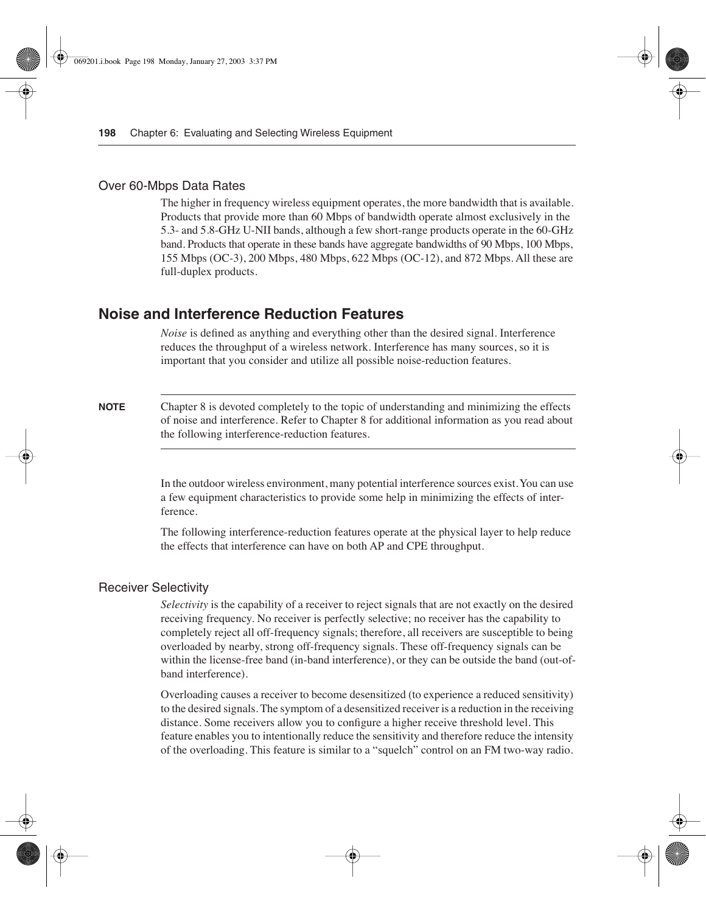### Over 60-Mbps Data Rates

The higher in frequency wireless equipment operates, the more bandwidth that is available. Products that provide more than 60 Mbps of bandwidth operate almost exclusively in the 5.3- and 5.8-GHz U-NII bands, although a few short-range products operate in the 60-GHz band. Products that operate in these bands have aggregate bandwidths of 90 Mbps, 100 Mbps, 155 Mbps (OC-3), 200 Mbps, 480 Mbps, 622 Mbps (OC-12), and 872 Mbps. All these are full-duplex products.

## Noise and Interference Reduction Features

*Noise* is defined as anything and everything other than the desired signal. Interference reduces the throughput of a wireless network. Interference has many sources, so it is important that you consider and utilize all possible noise-reduction features.

**NOTE** Chapter 8 is devoted completely to the topic of understanding and minimizing the effects of noise and interference. Refer to Chapter 8 for additional information as you read about the following interference-reduction features.

In the outdoor wireless environment, many potential interference sources exist. You can use a few equipment characteristics to provide some help in minimizing the effects of interference.

The following interference-reduction features operate at the physical layer to help reduce the effects that interference can have on both AP and CPE throughput.

### Receiver Selectivity

*Selectivity* is the capability of a receiver to reject signals that are not exactly on the desired receiving frequency. No receiver is perfectly selective; no receiver has the capability to completely reject all off-frequency signals; therefore, all receivers are susceptible to being overloaded by nearby, strong off-frequency signals. These off-frequency signals can be within the license-free band (in-band interference), or they can be outside the band (out-of-band interference).

Overloading causes a receiver to become desensitized (to experience a reduced sensitivity) to the desired signals. The symptom of a desensitized receiver is a reduction in the receiving distance. Some receivers allow you to configure a higher receive threshold level. This feature enables you to intentionally reduce the sensitivity and therefore reduce the intensity of the overloading. This feature is similar to a "squelch" control on an FM two-way radio.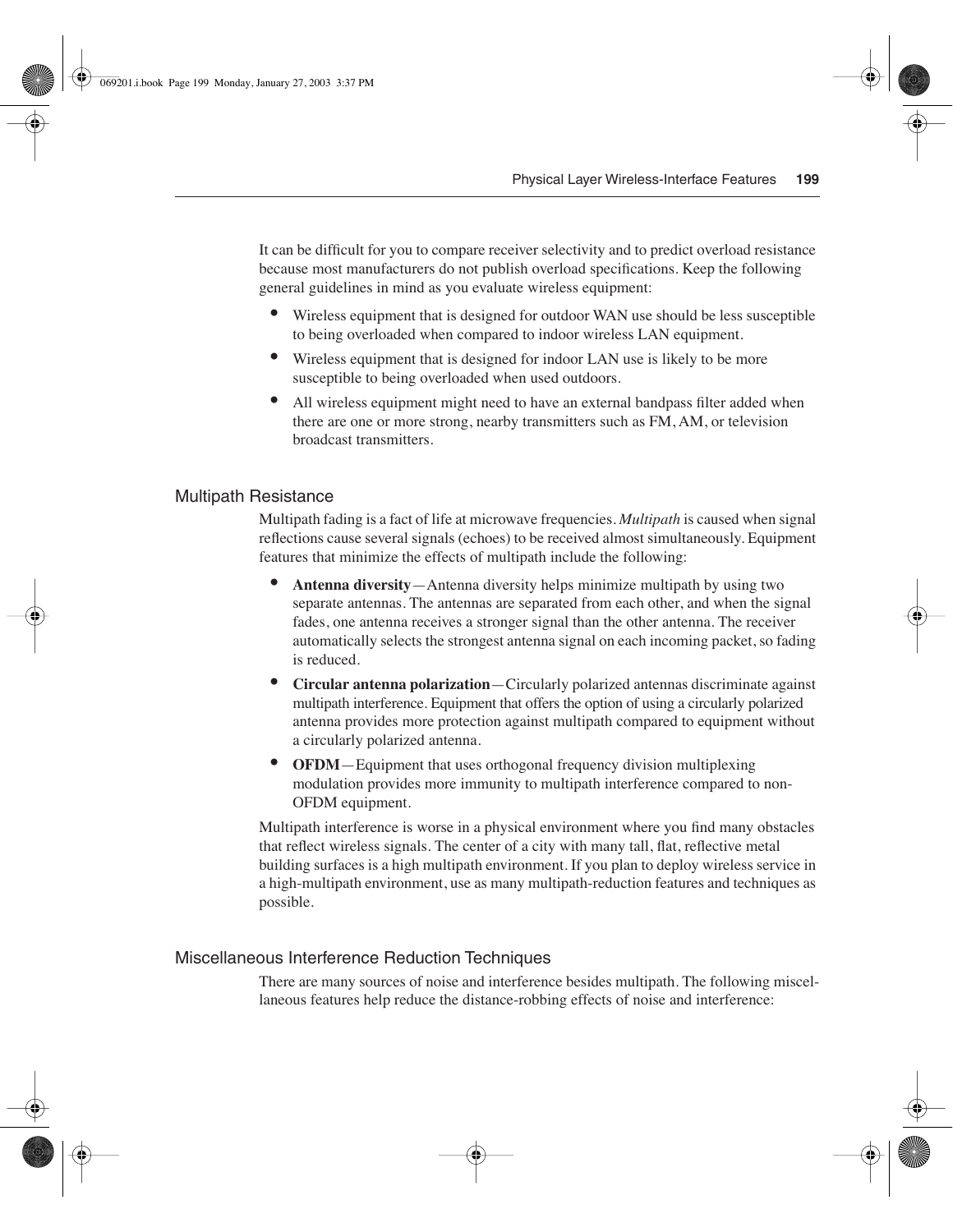It can be difficult for you to compare receiver selectivity and to predict overload resistance because most manufacturers do not publish overload specifications. Keep the following general guidelines in mind as you evaluate wireless equipment:

- Wireless equipment that is designed for outdoor WAN use should be less susceptible to being overloaded when compared to indoor wireless LAN equipment.
- Wireless equipment that is designed for indoor LAN use is likely to be more susceptible to being overloaded when used outdoors.
- All wireless equipment might need to have an external bandpass filter added when there are one or more strong, nearby transmitters such as FM, AM, or television broadcast transmitters.

## Multipath Resistance

Multipath fading is a fact of life at microwave frequencies. *Multipath* is caused when signal reflections cause several signals (echoes) to be received almost simultaneously. Equipment features that minimize the effects of multipath include the following:

- **Antenna diversity**—Antenna diversity helps minimize multipath by using two separate antennas. The antennas are separated from each other, and when the signal fades, one antenna receives a stronger signal than the other antenna. The receiver automatically selects the strongest antenna signal on each incoming packet, so fading is reduced.
- **Circular antenna polarization**—Circularly polarized antennas discriminate against multipath interference. Equipment that offers the option of using a circularly polarized antenna provides more protection against multipath compared to equipment without a circularly polarized antenna.
- **OFDM**—Equipment that uses orthogonal frequency division multiplexing modulation provides more immunity to multipath interference compared to non-OFDM equipment.

Multipath interference is worse in a physical environment where you find many obstacles that reflect wireless signals. The center of a city with many tall, flat, reflective metal building surfaces is a high multipath environment. If you plan to deploy wireless service in a high-multipath environment, use as many multipath-reduction features and techniques as possible.

## Miscellaneous Interference Reduction Techniques

There are many sources of noise and interference besides multipath. The following miscellaneous features help reduce the distance-robbing effects of noise and interference: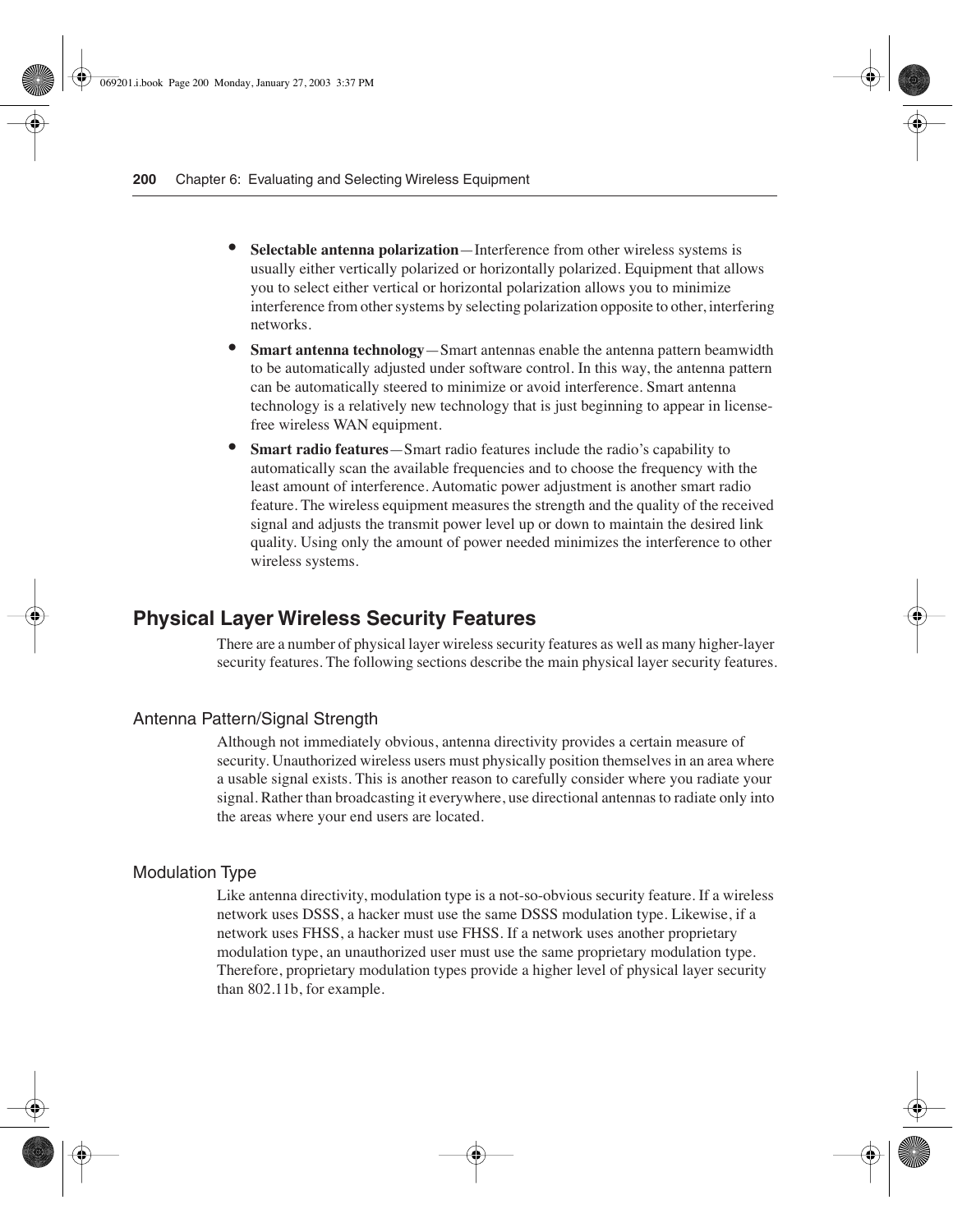- **Selectable antenna polarization**—Interference from other wireless systems is usually either vertically polarized or horizontally polarized. Equipment that allows you to select either vertical or horizontal polarization allows you to minimize interference from other systems by selecting polarization opposite to other, interfering networks.
- **Smart antenna technology**—Smart antennas enable the antenna pattern beamwidth to be automatically adjusted under software control. In this way, the antenna pattern can be automatically steered to minimize or avoid interference. Smart antenna technology is a relatively new technology that is just beginning to appear in license-free wireless WAN equipment.
- **Smart radio features**—Smart radio features include the radio's capability to automatically scan the available frequencies and to choose the frequency with the least amount of interference. Automatic power adjustment is another smart radio feature. The wireless equipment measures the strength and the quality of the received signal and adjusts the transmit power level up or down to maintain the desired link quality. Using only the amount of power needed minimizes the interference to other wireless systems.

## Physical Layer Wireless Security Features

There are a number of physical layer wireless security features as well as many higher-layer security features. The following sections describe the main physical layer security features.

### Antenna Pattern/Signal Strength

Although not immediately obvious, antenna directivity provides a certain measure of security. Unauthorized wireless users must physically position themselves in an area where a usable signal exists. This is another reason to carefully consider where you radiate your signal. Rather than broadcasting it everywhere, use directional antennas to radiate only into the areas where your end users are located.

### Modulation Type

Like antenna directivity, modulation type is a not-so-obvious security feature. If a wireless network uses DSSS, a hacker must use the same DSSS modulation type. Likewise, if a network uses FHSS, a hacker must use FHSS. If a network uses another proprietary modulation type, an unauthorized user must use the same proprietary modulation type. Therefore, proprietary modulation types provide a higher level of physical layer security than 802.11b, for example.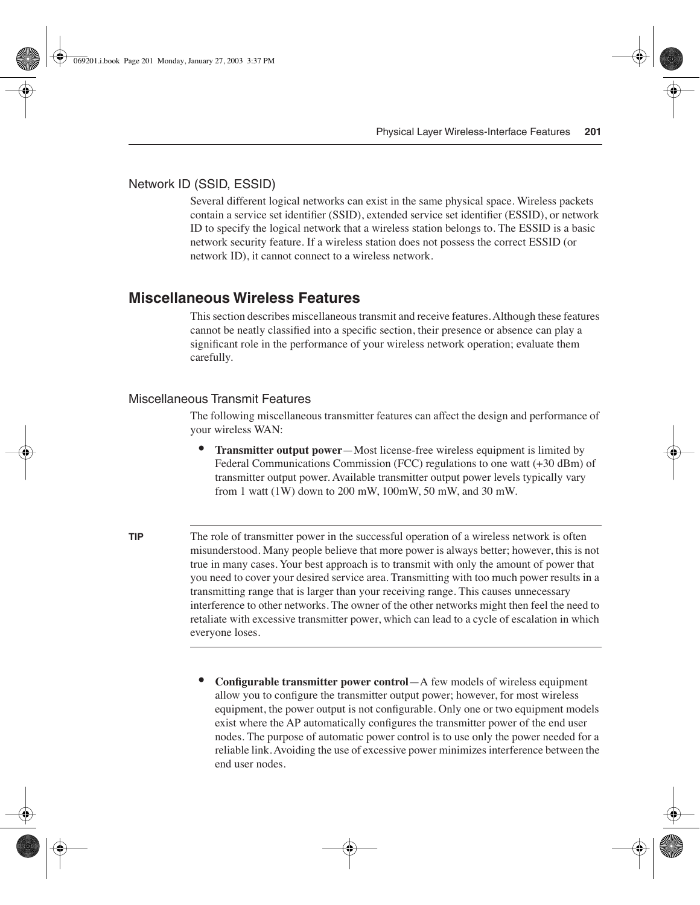### Network ID (SSID, ESSID)

Several different logical networks can exist in the same physical space. Wireless packets contain a service set identifier (SSID), extended service set identifier (ESSID), or network ID to specify the logical network that a wireless station belongs to. The ESSID is a basic network security feature. If a wireless station does not possess the correct ESSID (or network ID), it cannot connect to a wireless network.

## Miscellaneous Wireless Features

This section describes miscellaneous transmit and receive features. Although these features cannot be neatly classified into a specific section, their presence or absence can play a significant role in the performance of your wireless network operation; evaluate them carefully.

### Miscellaneous Transmit Features

The following miscellaneous transmitter features can affect the design and performance of your wireless WAN:

- **Transmitter output power**—Most license-free wireless equipment is limited by Federal Communications Commission (FCC) regulations to one watt (+30 dBm) of transmitter output power. Available transmitter output power levels typically vary from 1 watt (1W) down to 200 mW, 100mW, 50 mW, and 30 mW.

**TIP** The role of transmitter power in the successful operation of a wireless network is often misunderstood. Many people believe that more power is always better; however, this is not true in many cases. Your best approach is to transmit with only the amount of power that you need to cover your desired service area. Transmitting with too much power results in a transmitting range that is larger than your receiving range. This causes unnecessary interference to other networks. The owner of the other networks might then feel the need to retaliate with excessive transmitter power, which can lead to a cycle of escalation in which everyone loses.

- **Configurable transmitter power control**—A few models of wireless equipment allow you to configure the transmitter output power; however, for most wireless equipment, the power output is not configurable. Only one or two equipment models exist where the AP automatically configures the transmitter power of the end user nodes. The purpose of automatic power control is to use only the power needed for a reliable link. Avoiding the use of excessive power minimizes interference between the end user nodes.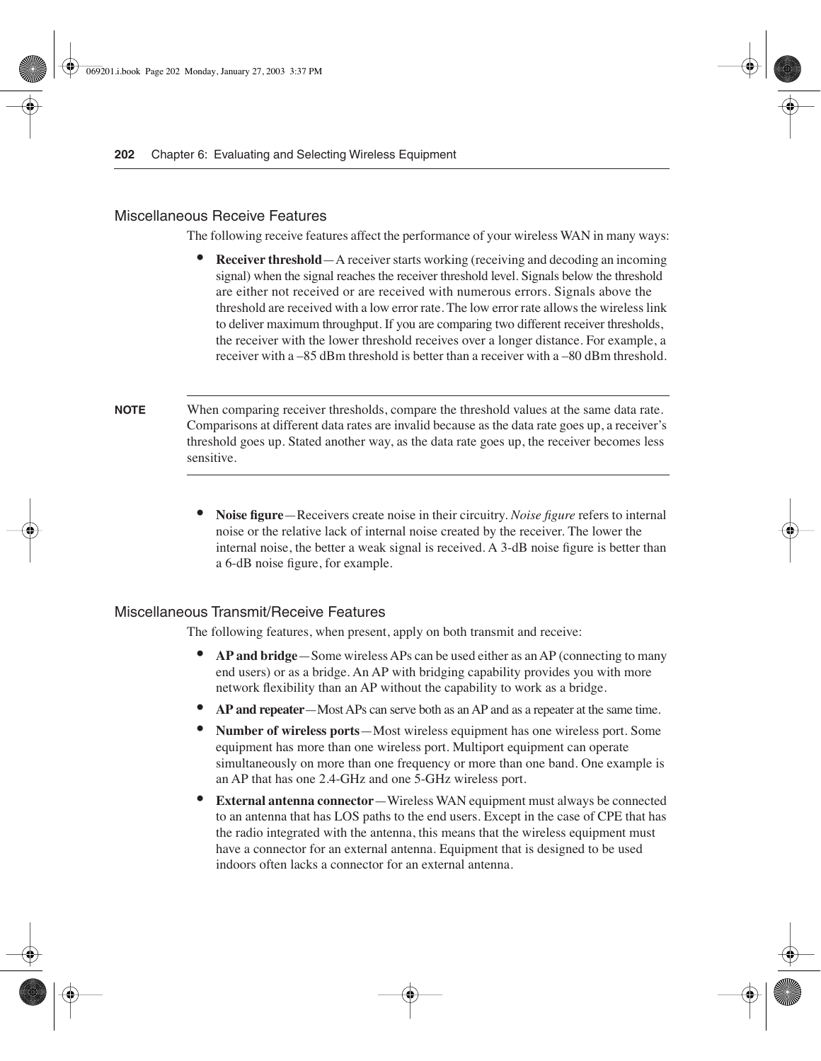### Miscellaneous Receive Features

The following receive features affect the performance of your wireless WAN in many ways:

- **Receiver threshold**—A receiver starts working (receiving and decoding an incoming signal) when the signal reaches the receiver threshold level. Signals below the threshold are either not received or are received with numerous errors. Signals above the threshold are received with a low error rate. The low error rate allows the wireless link to deliver maximum throughput. If you are comparing two different receiver thresholds, the receiver with the lower threshold receives over a longer distance. For example, a receiver with a –85 dBm threshold is better than a receiver with a –80 dBm threshold.

---

**NOTE** When comparing receiver thresholds, compare the threshold values at the same data rate. Comparisons at different data rates are invalid because as the data rate goes up, a receiver's threshold goes up. Stated another way, as the data rate goes up, the receiver becomes less sensitive.

---

- **Noise figure**—Receivers create noise in their circuitry. *Noise figure* refers to internal noise or the relative lack of internal noise created by the receiver. The lower the internal noise, the better a weak signal is received. A 3-dB noise figure is better than a 6-dB noise figure, for example.

### Miscellaneous Transmit/Receive Features

The following features, when present, apply on both transmit and receive:

- **AP and bridge**—Some wireless APs can be used either as an AP (connecting to many end users) or as a bridge. An AP with bridging capability provides you with more network flexibility than an AP without the capability to work as a bridge.
- **AP and repeater**—Most APs can serve both as an AP and as a repeater at the same time.
- **Number of wireless ports**—Most wireless equipment has one wireless port. Some equipment has more than one wireless port. Multiport equipment can operate simultaneously on more than one frequency or more than one band. One example is an AP that has one 2.4-GHz and one 5-GHz wireless port.
- **External antenna connector**—Wireless WAN equipment must always be connected to an antenna that has LOS paths to the end users. Except in the case of CPE that has the radio integrated with the antenna, this means that the wireless equipment must have a connector for an external antenna. Equipment that is designed to be used indoors often lacks a connector for an external antenna.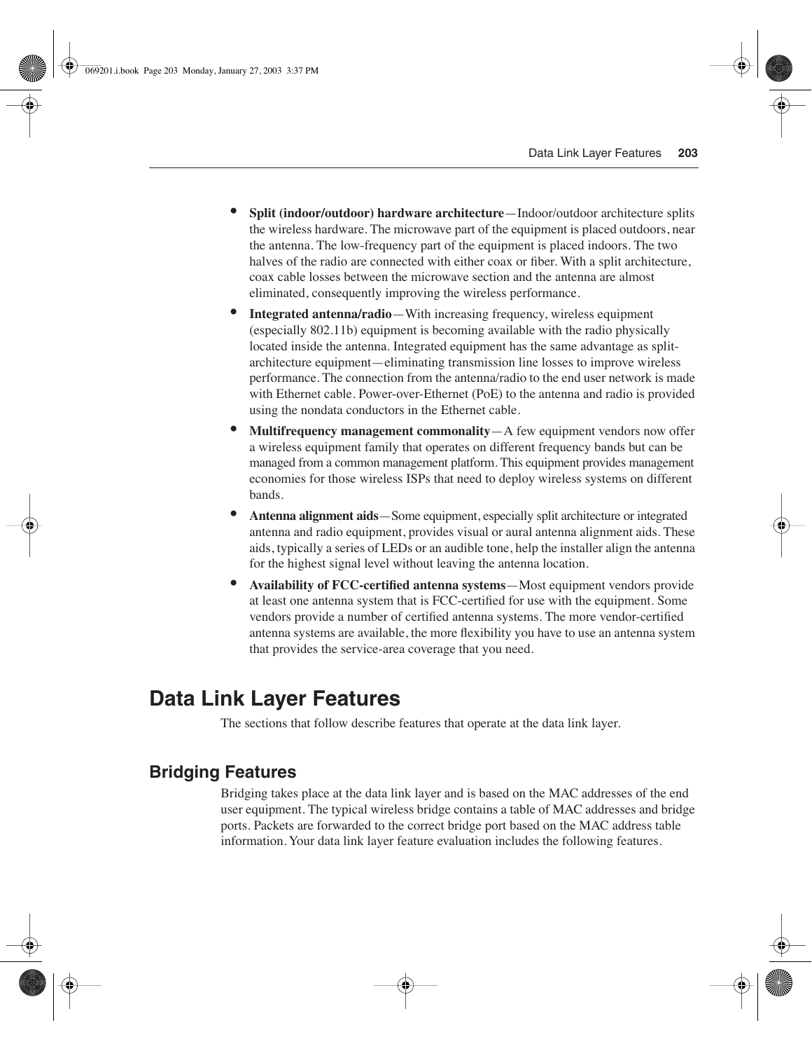- **Split (indoor/outdoor) hardware architecture**—Indoor/outdoor architecture splits the wireless hardware. The microwave part of the equipment is placed outdoors, near the antenna. The low-frequency part of the equipment is placed indoors. The two halves of the radio are connected with either coax or fiber. With a split architecture, coax cable losses between the microwave section and the antenna are almost eliminated, consequently improving the wireless performance.
- **Integrated antenna/radio**—With increasing frequency, wireless equipment (especially 802.11b) equipment is becoming available with the radio physically located inside the antenna. Integrated equipment has the same advantage as split-architecture equipment—eliminating transmission line losses to improve wireless performance. The connection from the antenna/radio to the end user network is made with Ethernet cable. Power-over-Ethernet (PoE) to the antenna and radio is provided using the nondata conductors in the Ethernet cable.
- **Multifrequency management commonality**—A few equipment vendors now offer a wireless equipment family that operates on different frequency bands but can be managed from a common management platform. This equipment provides management economies for those wireless ISPs that need to deploy wireless systems on different bands.
- **Antenna alignment aids**—Some equipment, especially split architecture or integrated antenna and radio equipment, provides visual or aural antenna alignment aids. These aids, typically a series of LEDs or an audible tone, help the installer align the antenna for the highest signal level without leaving the antenna location.
- **Availability of FCC-certified antenna systems**—Most equipment vendors provide at least one antenna system that is FCC-certified for use with the equipment. Some vendors provide a number of certified antenna systems. The more vendor-certified antenna systems are available, the more flexibility you have to use an antenna system that provides the service-area coverage that you need.

# Data Link Layer Features

The sections that follow describe features that operate at the data link layer.

## Bridging Features

Bridging takes place at the data link layer and is based on the MAC addresses of the end user equipment. The typical wireless bridge contains a table of MAC addresses and bridge ports. Packets are forwarded to the correct bridge port based on the MAC address table information. Your data link layer feature evaluation includes the following features.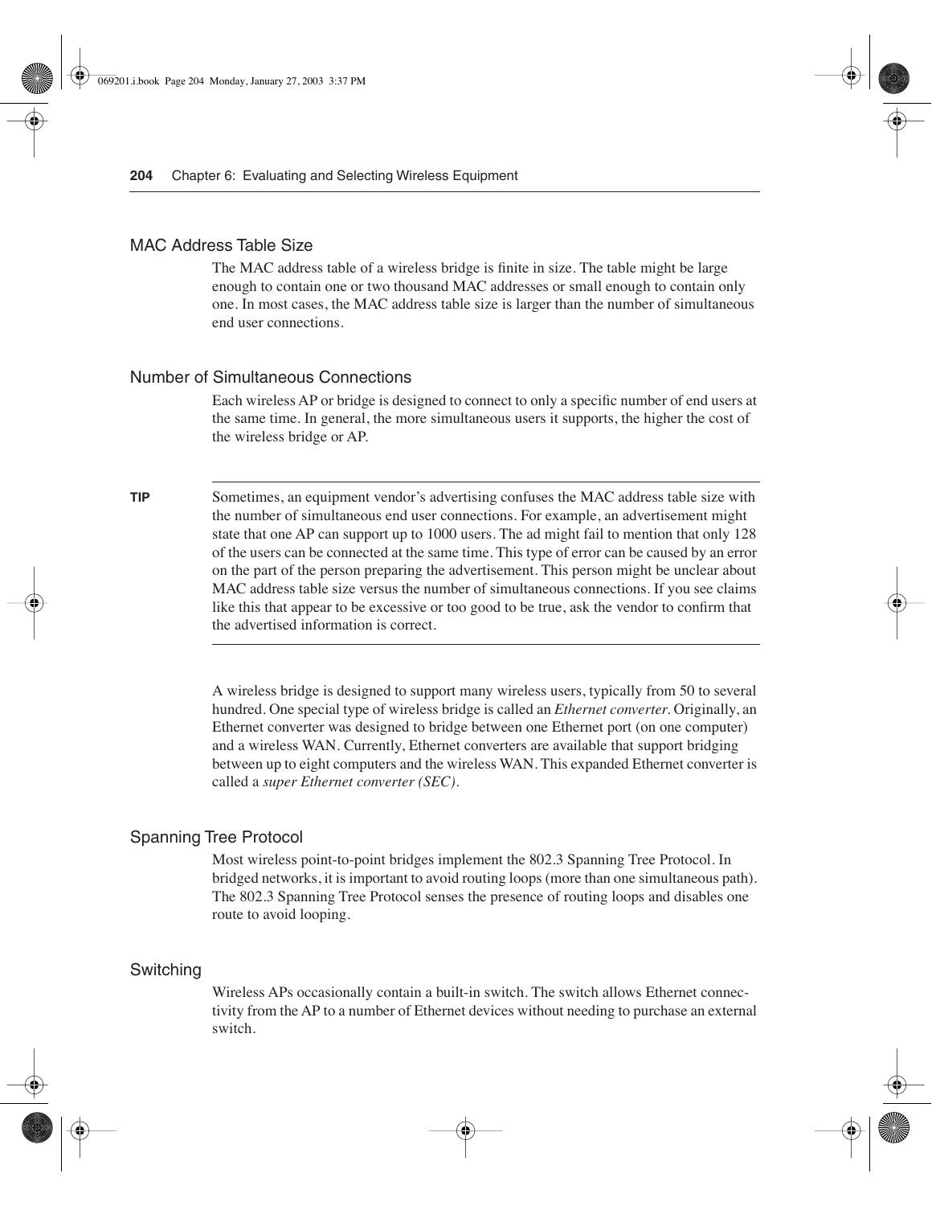## MAC Address Table Size

The MAC address table of a wireless bridge is finite in size. The table might be large enough to contain one or two thousand MAC addresses or small enough to contain only one. In most cases, the MAC address table size is larger than the number of simultaneous end user connections.

## Number of Simultaneous Connections

Each wireless AP or bridge is designed to connect to only a specific number of end users at the same time. In general, the more simultaneous users it supports, the higher the cost of the wireless bridge or AP.

---

**TIP** Sometimes, an equipment vendor's advertising confuses the MAC address table size with the number of simultaneous end user connections. For example, an advertisement might state that one AP can support up to 1000 users. The ad might fail to mention that only 128 of the users can be connected at the same time. This type of error can be caused by an error on the part of the person preparing the advertisement. This person might be unclear about MAC address table size versus the number of simultaneous connections. If you see claims like this that appear to be excessive or too good to be true, ask the vendor to confirm that the advertised information is correct.

---

A wireless bridge is designed to support many wireless users, typically from 50 to several hundred. One special type of wireless bridge is called an *Ethernet converter*. Originally, an Ethernet converter was designed to bridge between one Ethernet port (on one computer) and a wireless WAN. Currently, Ethernet converters are available that support bridging between up to eight computers and the wireless WAN. This expanded Ethernet converter is called a *super Ethernet converter (SEC)*.

## Spanning Tree Protocol

Most wireless point-to-point bridges implement the 802.3 Spanning Tree Protocol. In bridged networks, it is important to avoid routing loops (more than one simultaneous path). The 802.3 Spanning Tree Protocol senses the presence of routing loops and disables one route to avoid looping.

## Switching

Wireless APs occasionally contain a built-in switch. The switch allows Ethernet connectivity from the AP to a number of Ethernet devices without needing to purchase an external switch.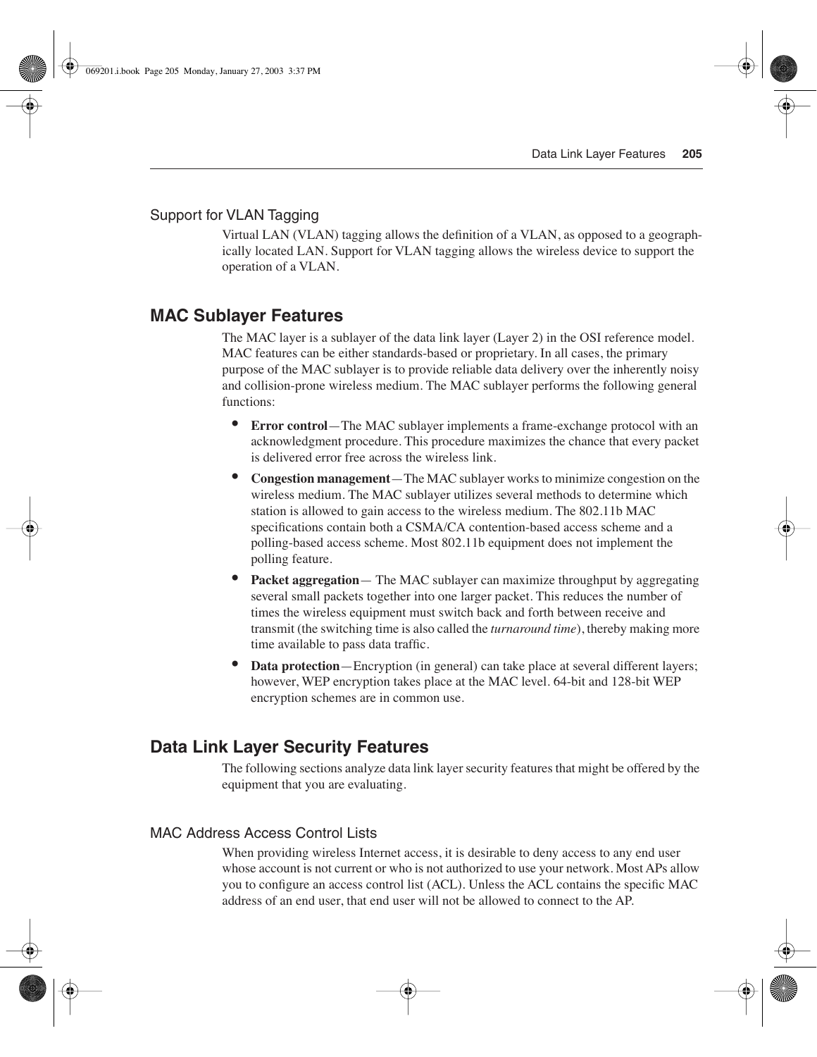### Support for VLAN Tagging

Virtual LAN (VLAN) tagging allows the definition of a VLAN, as opposed to a geographically located LAN. Support for VLAN tagging allows the wireless device to support the operation of a VLAN.

## MAC Sublayer Features

The MAC layer is a sublayer of the data link layer (Layer 2) in the OSI reference model. MAC features can be either standards-based or proprietary. In all cases, the primary purpose of the MAC sublayer is to provide reliable data delivery over the inherently noisy and collision-prone wireless medium. The MAC sublayer performs the following general functions:

- **Error control**—The MAC sublayer implements a frame-exchange protocol with an acknowledgment procedure. This procedure maximizes the chance that every packet is delivered error free across the wireless link.
- **Congestion management**—The MAC sublayer works to minimize congestion on the wireless medium. The MAC sublayer utilizes several methods to determine which station is allowed to gain access to the wireless medium. The 802.11b MAC specifications contain both a CSMA/CA contention-based access scheme and a polling-based access scheme. Most 802.11b equipment does not implement the polling feature.
- **Packet aggregation**— The MAC sublayer can maximize throughput by aggregating several small packets together into one larger packet. This reduces the number of times the wireless equipment must switch back and forth between receive and transmit (the switching time is also called the *turnaround time*), thereby making more time available to pass data traffic.
- **Data protection**—Encryption (in general) can take place at several different layers; however, WEP encryption takes place at the MAC level. 64-bit and 128-bit WEP encryption schemes are in common use.

## Data Link Layer Security Features

The following sections analyze data link layer security features that might be offered by the equipment that you are evaluating.

### MAC Address Access Control Lists

When providing wireless Internet access, it is desirable to deny access to any end user whose account is not current or who is not authorized to use your network. Most APs allow you to configure an access control list (ACL). Unless the ACL contains the specific MAC address of an end user, that end user will not be allowed to connect to the AP.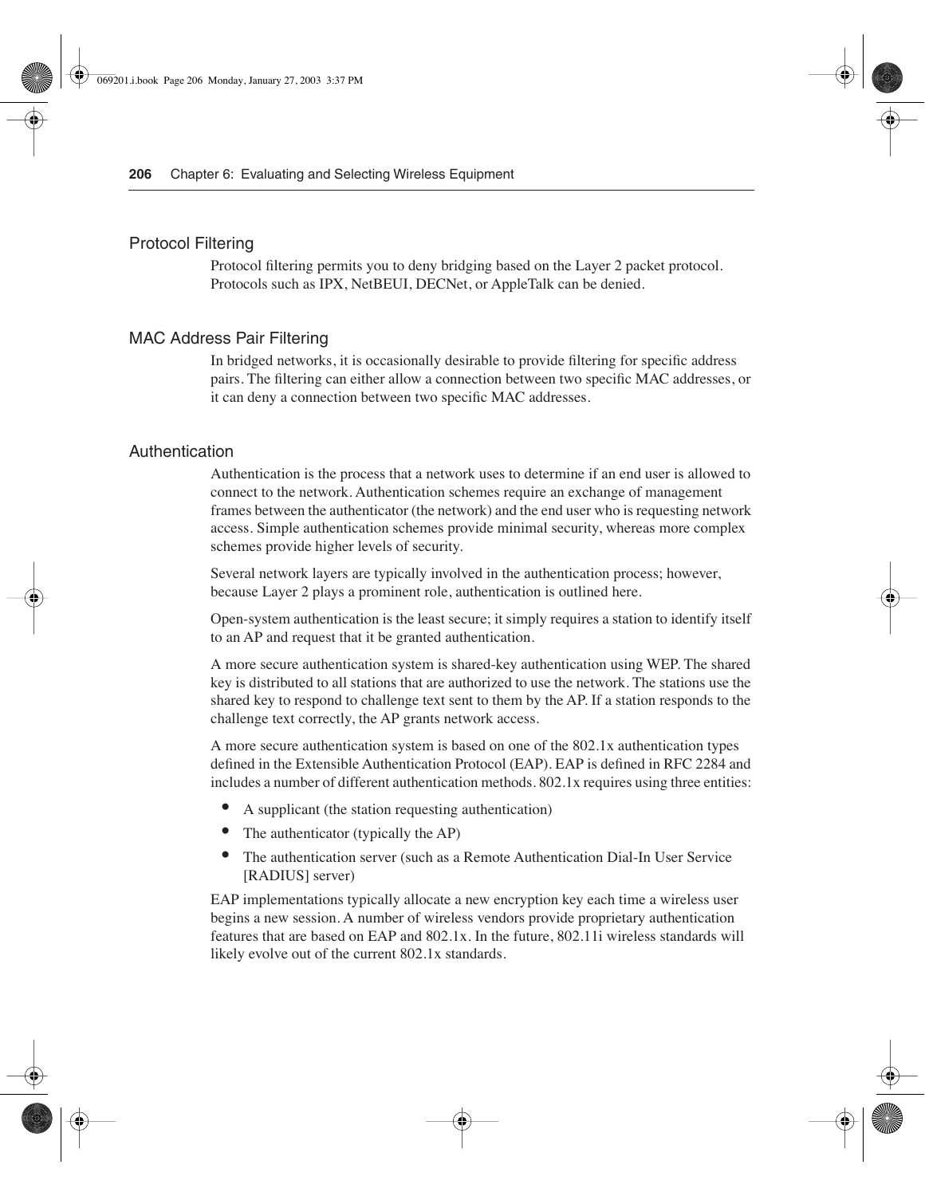### Protocol Filtering

Protocol filtering permits you to deny bridging based on the Layer 2 packet protocol. Protocols such as IPX, NetBEUI, DECNet, or AppleTalk can be denied.

### MAC Address Pair Filtering

In bridged networks, it is occasionally desirable to provide filtering for specific address pairs. The filtering can either allow a connection between two specific MAC addresses, or it can deny a connection between two specific MAC addresses.

### Authentication

Authentication is the process that a network uses to determine if an end user is allowed to connect to the network. Authentication schemes require an exchange of management frames between the authenticator (the network) and the end user who is requesting network access. Simple authentication schemes provide minimal security, whereas more complex schemes provide higher levels of security.

Several network layers are typically involved in the authentication process; however, because Layer 2 plays a prominent role, authentication is outlined here.

Open-system authentication is the least secure; it simply requires a station to identify itself to an AP and request that it be granted authentication.

A more secure authentication system is shared-key authentication using WEP. The shared key is distributed to all stations that are authorized to use the network. The stations use the shared key to respond to challenge text sent to them by the AP. If a station responds to the challenge text correctly, the AP grants network access.

A more secure authentication system is based on one of the 802.1x authentication types defined in the Extensible Authentication Protocol (EAP). EAP is defined in RFC 2284 and includes a number of different authentication methods. 802.1x requires using three entities:

- A supplicant (the station requesting authentication)
- The authenticator (typically the AP)
- The authentication server (such as a Remote Authentication Dial-In User Service [RADIUS] server)

EAP implementations typically allocate a new encryption key each time a wireless user begins a new session. A number of wireless vendors provide proprietary authentication features that are based on EAP and 802.1x. In the future, 802.11i wireless standards will likely evolve out of the current 802.1x standards.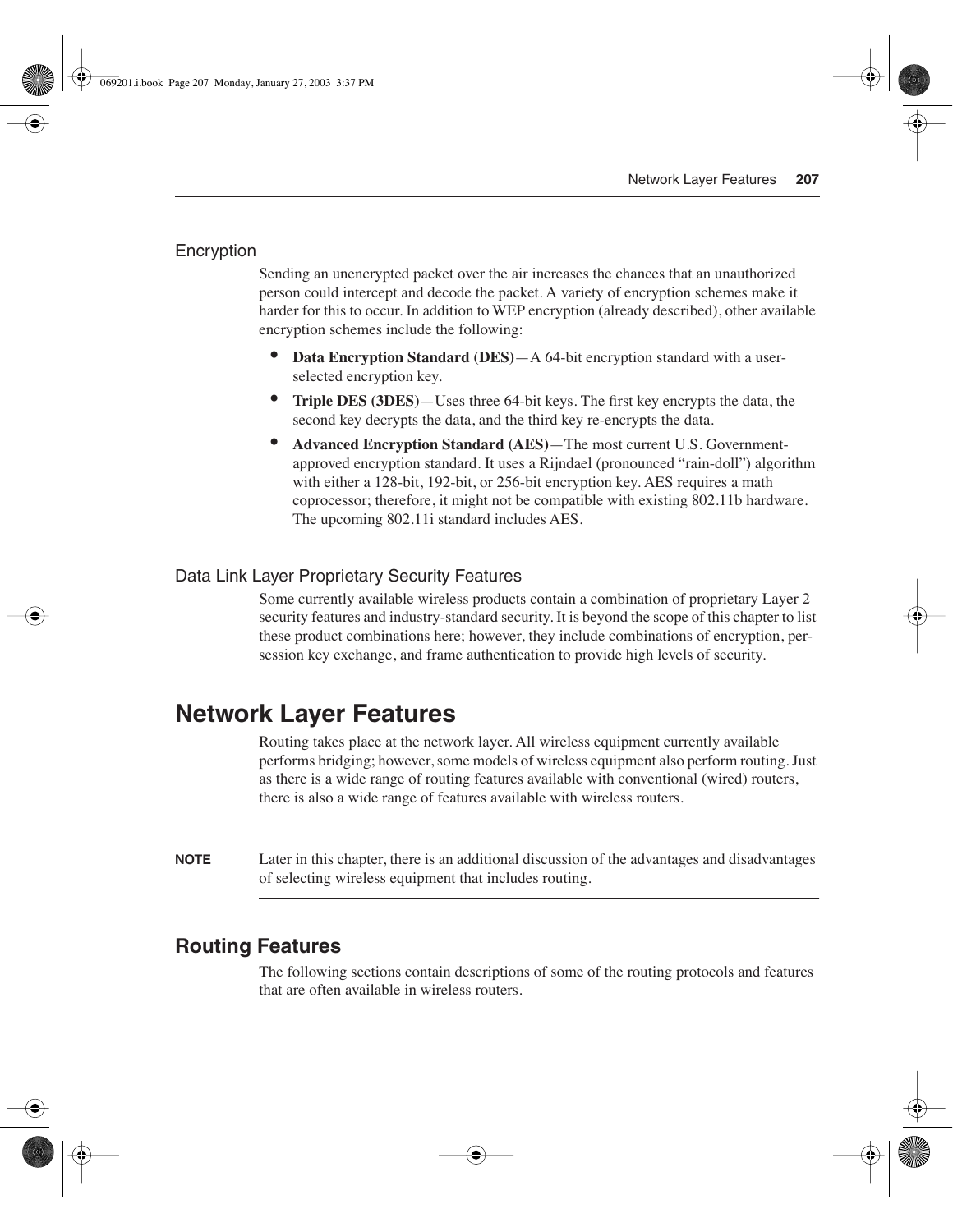### Encryption

Sending an unencrypted packet over the air increases the chances that an unauthorized person could intercept and decode the packet. A variety of encryption schemes make it harder for this to occur. In addition to WEP encryption (already described), other available encryption schemes include the following:

- **Data Encryption Standard (DES)**—A 64-bit encryption standard with a user-selected encryption key.
- **Triple DES (3DES)**—Uses three 64-bit keys. The first key encrypts the data, the second key decrypts the data, and the third key re-encrypts the data.
- **Advanced Encryption Standard (AES)**—The most current U.S. Government-approved encryption standard. It uses a Rijndael (pronounced "rain-doll") algorithm with either a 128-bit, 192-bit, or 256-bit encryption key. AES requires a math coprocessor; therefore, it might not be compatible with existing 802.11b hardware. The upcoming 802.11i standard includes AES.

### Data Link Layer Proprietary Security Features

Some currently available wireless products contain a combination of proprietary Layer 2 security features and industry-standard security. It is beyond the scope of this chapter to list these product combinations here; however, they include combinations of encryption, per-session key exchange, and frame authentication to provide high levels of security.

# Network Layer Features

Routing takes place at the network layer. All wireless equipment currently available performs bridging; however, some models of wireless equipment also perform routing. Just as there is a wide range of routing features available with conventional (wired) routers, there is also a wide range of features available with wireless routers.

**NOTE** Later in this chapter, there is an additional discussion of the advantages and disadvantages of selecting wireless equipment that includes routing.

## Routing Features

The following sections contain descriptions of some of the routing protocols and features that are often available in wireless routers.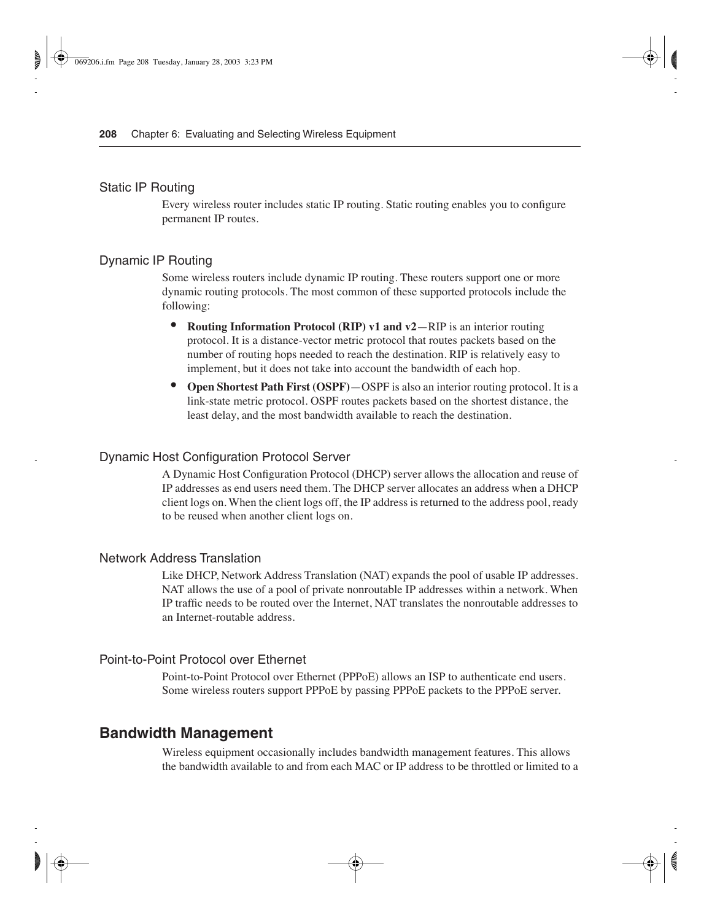### Static IP Routing

Every wireless router includes static IP routing. Static routing enables you to configure permanent IP routes.

### Dynamic IP Routing

Some wireless routers include dynamic IP routing. These routers support one or more dynamic routing protocols. The most common of these supported protocols include the following:

- **Routing Information Protocol (RIP) v1 and v2**—RIP is an interior routing protocol. It is a distance-vector metric protocol that routes packets based on the number of routing hops needed to reach the destination. RIP is relatively easy to implement, but it does not take into account the bandwidth of each hop.
- **Open Shortest Path First (OSPF)**—OSPF is also an interior routing protocol. It is a link-state metric protocol. OSPF routes packets based on the shortest distance, the least delay, and the most bandwidth available to reach the destination.

### Dynamic Host Configuration Protocol Server

A Dynamic Host Configuration Protocol (DHCP) server allows the allocation and reuse of IP addresses as end users need them. The DHCP server allocates an address when a DHCP client logs on. When the client logs off, the IP address is returned to the address pool, ready to be reused when another client logs on.

### Network Address Translation

Like DHCP, Network Address Translation (NAT) expands the pool of usable IP addresses. NAT allows the use of a pool of private nonroutable IP addresses within a network. When IP traffic needs to be routed over the Internet, NAT translates the nonroutable addresses to an Internet-routable address.

### Point-to-Point Protocol over Ethernet

Point-to-Point Protocol over Ethernet (PPPoE) allows an ISP to authenticate end users. Some wireless routers support PPPoE by passing PPPoE packets to the PPPoE server.

## Bandwidth Management

Wireless equipment occasionally includes bandwidth management features. This allows the bandwidth available to and from each MAC or IP address to be throttled or limited to a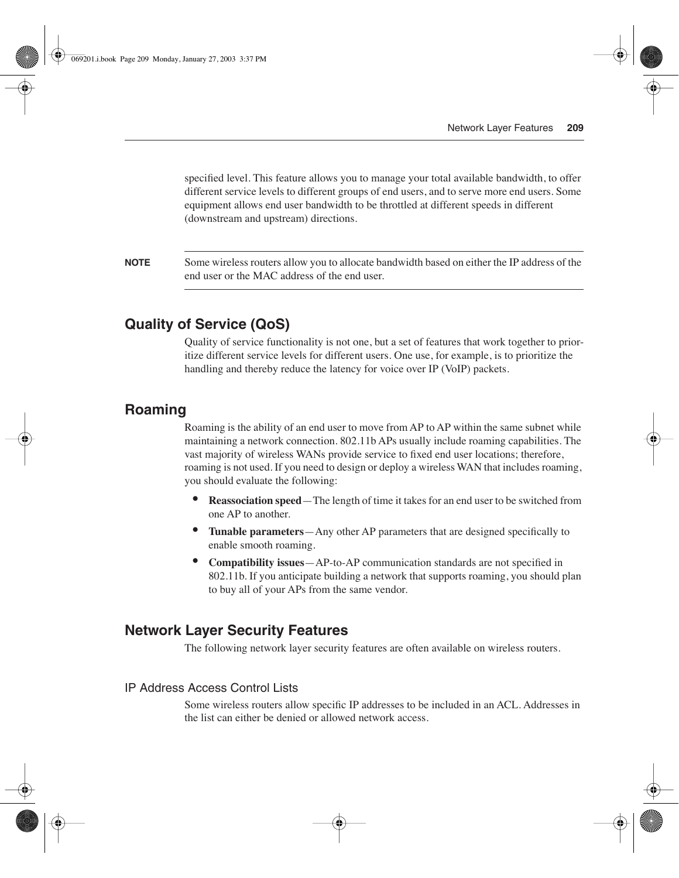specified level. This feature allows you to manage your total available bandwidth, to offer different service levels to different groups of end users, and to serve more end users. Some equipment allows end user bandwidth to be throttled at different speeds in different (downstream and upstream) directions.

---

**NOTE** Some wireless routers allow you to allocate bandwidth based on either the IP address of the end user or the MAC address of the end user.

---

## Quality of Service (QoS)

Quality of service functionality is not one, but a set of features that work together to prioritize different service levels for different users. One use, for example, is to prioritize the handling and thereby reduce the latency for voice over IP (VoIP) packets.

## Roaming

Roaming is the ability of an end user to move from AP to AP within the same subnet while maintaining a network connection. 802.11b APs usually include roaming capabilities. The vast majority of wireless WANs provide service to fixed end user locations; therefore, roaming is not used. If you need to design or deploy a wireless WAN that includes roaming, you should evaluate the following:

- **Reassociation speed**—The length of time it takes for an end user to be switched from one AP to another.
- **Tunable parameters**—Any other AP parameters that are designed specifically to enable smooth roaming.
- **Compatibility issues**—AP-to-AP communication standards are not specified in 802.11b. If you anticipate building a network that supports roaming, you should plan to buy all of your APs from the same vendor.

## Network Layer Security Features

The following network layer security features are often available on wireless routers.

### IP Address Access Control Lists

Some wireless routers allow specific IP addresses to be included in an ACL. Addresses in the list can either be denied or allowed network access.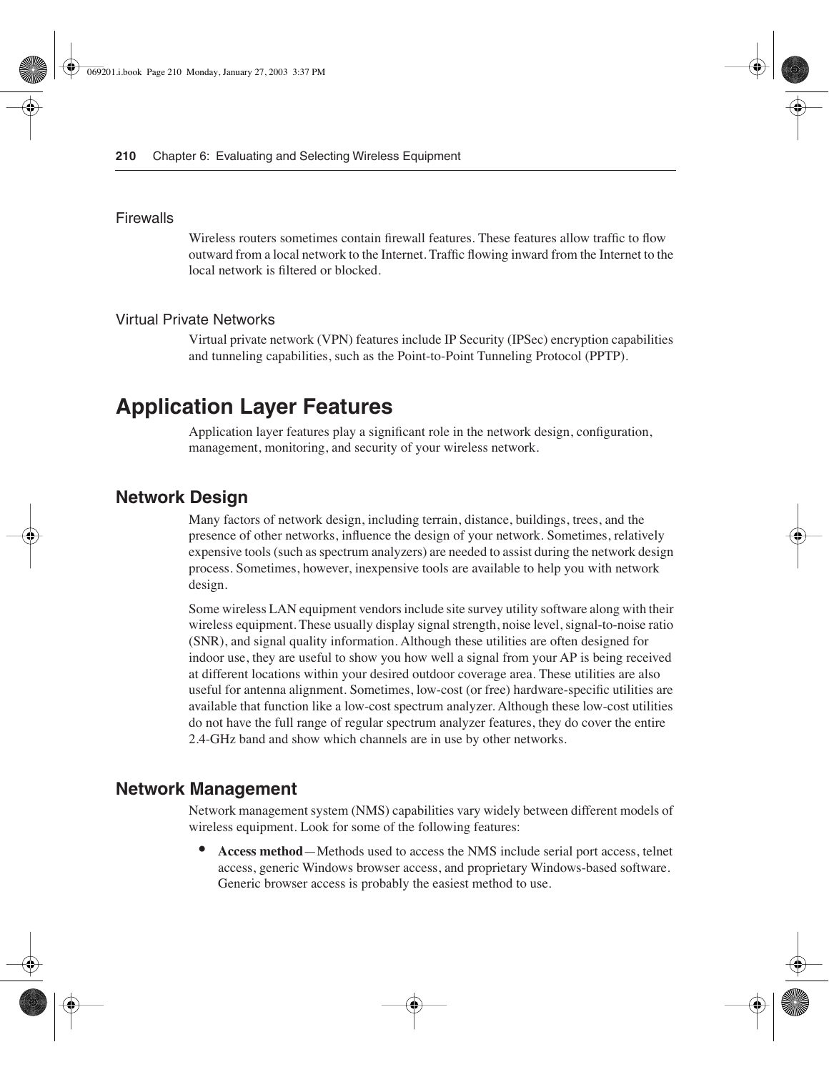### Firewalls

Wireless routers sometimes contain firewall features. These features allow traffic to flow outward from a local network to the Internet. Traffic flowing inward from the Internet to the local network is filtered or blocked.

### Virtual Private Networks

Virtual private network (VPN) features include IP Security (IPSec) encryption capabilities and tunneling capabilities, such as the Point-to-Point Tunneling Protocol (PPTP).

# Application Layer Features

Application layer features play a significant role in the network design, configuration, management, monitoring, and security of your wireless network.

## Network Design

Many factors of network design, including terrain, distance, buildings, trees, and the presence of other networks, influence the design of your network. Sometimes, relatively expensive tools (such as spectrum analyzers) are needed to assist during the network design process. Sometimes, however, inexpensive tools are available to help you with network design.

Some wireless LAN equipment vendors include site survey utility software along with their wireless equipment. These usually display signal strength, noise level, signal-to-noise ratio (SNR), and signal quality information. Although these utilities are often designed for indoor use, they are useful to show you how well a signal from your AP is being received at different locations within your desired outdoor coverage area. These utilities are also useful for antenna alignment. Sometimes, low-cost (or free) hardware-specific utilities are available that function like a low-cost spectrum analyzer. Although these low-cost utilities do not have the full range of regular spectrum analyzer features, they do cover the entire 2.4-GHz band and show which channels are in use by other networks.

## Network Management

Network management system (NMS) capabilities vary widely between different models of wireless equipment. Look for some of the following features:

- **Access method**—Methods used to access the NMS include serial port access, telnet access, generic Windows browser access, and proprietary Windows-based software. Generic browser access is probably the easiest method to use.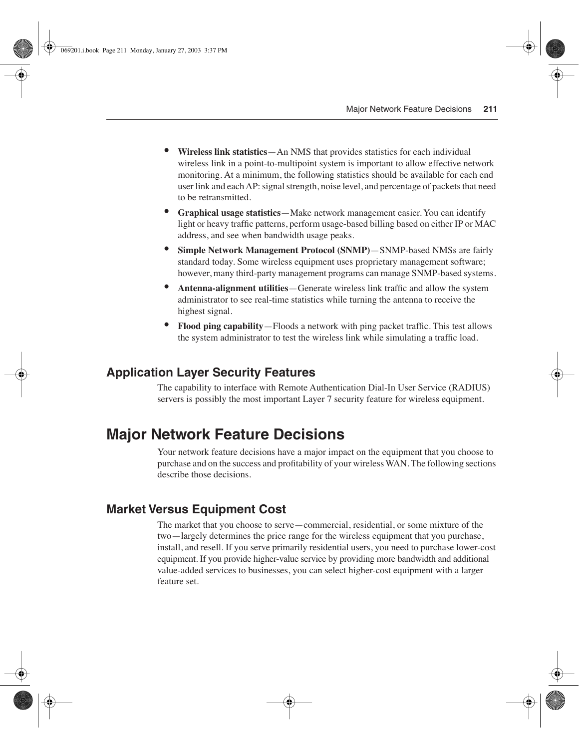- **Wireless link statistics**—An NMS that provides statistics for each individual wireless link in a point-to-multipoint system is important to allow effective network monitoring. At a minimum, the following statistics should be available for each end user link and each AP: signal strength, noise level, and percentage of packets that need to be retransmitted.
- **Graphical usage statistics**—Make network management easier. You can identify light or heavy traffic patterns, perform usage-based billing based on either IP or MAC address, and see when bandwidth usage peaks.
- **Simple Network Management Protocol (SNMP)**—SNMP-based NMSs are fairly standard today. Some wireless equipment uses proprietary management software; however, many third-party management programs can manage SNMP-based systems.
- **Antenna-alignment utilities**—Generate wireless link traffic and allow the system administrator to see real-time statistics while turning the antenna to receive the highest signal.
- **Flood ping capability**—Floods a network with ping packet traffic. This test allows the system administrator to test the wireless link while simulating a traffic load.

### Application Layer Security Features

The capability to interface with Remote Authentication Dial-In User Service (RADIUS) servers is possibly the most important Layer 7 security feature for wireless equipment.

## Major Network Feature Decisions

Your network feature decisions have a major impact on the equipment that you choose to purchase and on the success and profitability of your wireless WAN. The following sections describe those decisions.

### Market Versus Equipment Cost

The market that you choose to serve—commercial, residential, or some mixture of the two—largely determines the price range for the wireless equipment that you purchase, install, and resell. If you serve primarily residential users, you need to purchase lower-cost equipment. If you provide higher-value service by providing more bandwidth and additional value-added services to businesses, you can select higher-cost equipment with a larger feature set.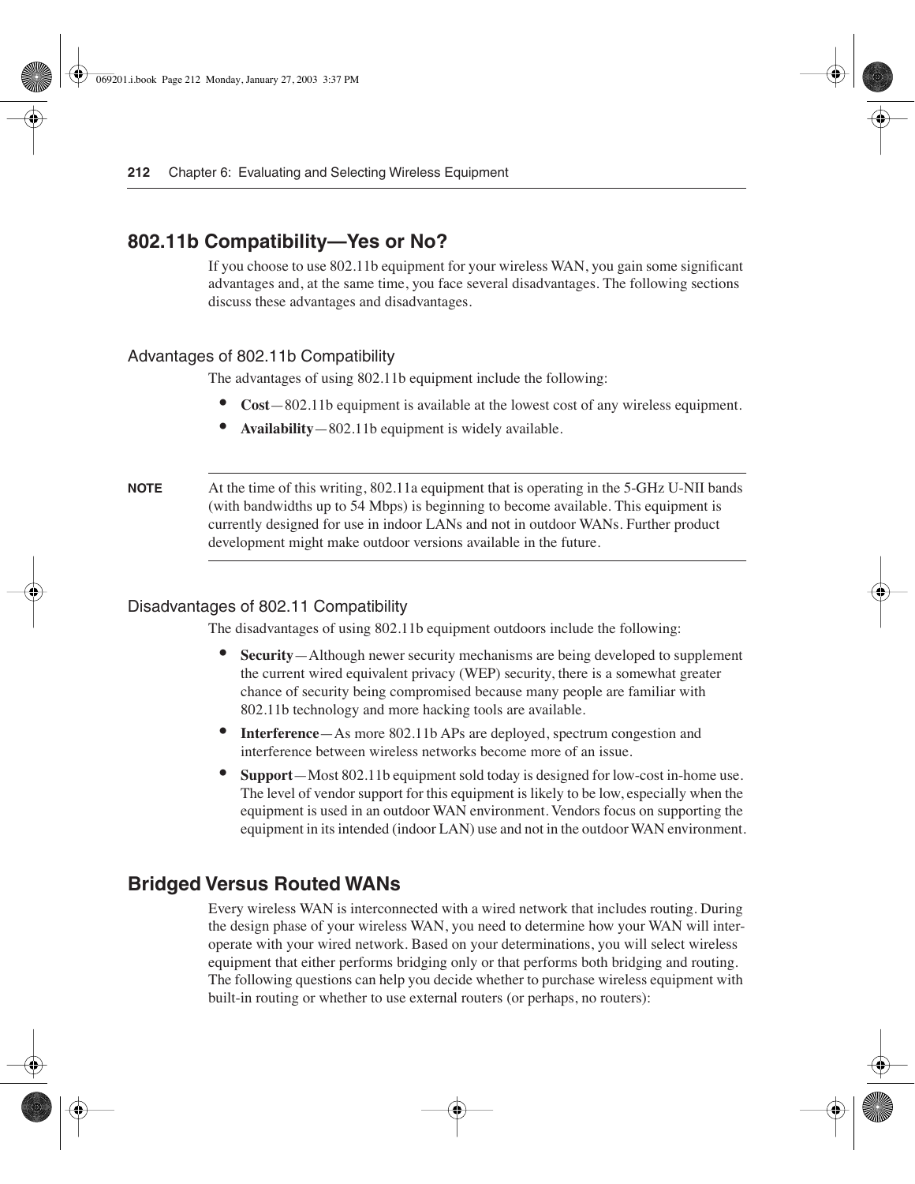## 802.11b Compatibility—Yes or No?

If you choose to use 802.11b equipment for your wireless WAN, you gain some significant advantages and, at the same time, you face several disadvantages. The following sections discuss these advantages and disadvantages.

### Advantages of 802.11b Compatibility

The advantages of using 802.11b equipment include the following:

- **Cost**—802.11b equipment is available at the lowest cost of any wireless equipment.
- **Availability**—802.11b equipment is widely available.

---

**NOTE** At the time of this writing, 802.11a equipment that is operating in the 5-GHz U-NII bands (with bandwidths up to 54 Mbps) is beginning to become available. This equipment is currently designed for use in indoor LANs and not in outdoor WANs. Further product development might make outdoor versions available in the future.

---

### Disadvantages of 802.11 Compatibility

The disadvantages of using 802.11b equipment outdoors include the following:

- **Security**—Although newer security mechanisms are being developed to supplement the current wired equivalent privacy (WEP) security, there is a somewhat greater chance of security being compromised because many people are familiar with 802.11b technology and more hacking tools are available.
- **Interference**—As more 802.11b APs are deployed, spectrum congestion and interference between wireless networks become more of an issue.
- **Support**—Most 802.11b equipment sold today is designed for low-cost in-home use. The level of vendor support for this equipment is likely to be low, especially when the equipment is used in an outdoor WAN environment. Vendors focus on supporting the equipment in its intended (indoor LAN) use and not in the outdoor WAN environment.

## Bridged Versus Routed WANs

Every wireless WAN is interconnected with a wired network that includes routing. During the design phase of your wireless WAN, you need to determine how your WAN will interoperate with your wired network. Based on your determinations, you will select wireless equipment that either performs bridging only or that performs both bridging and routing. The following questions can help you decide whether to purchase wireless equipment with built-in routing or whether to use external routers (or perhaps, no routers):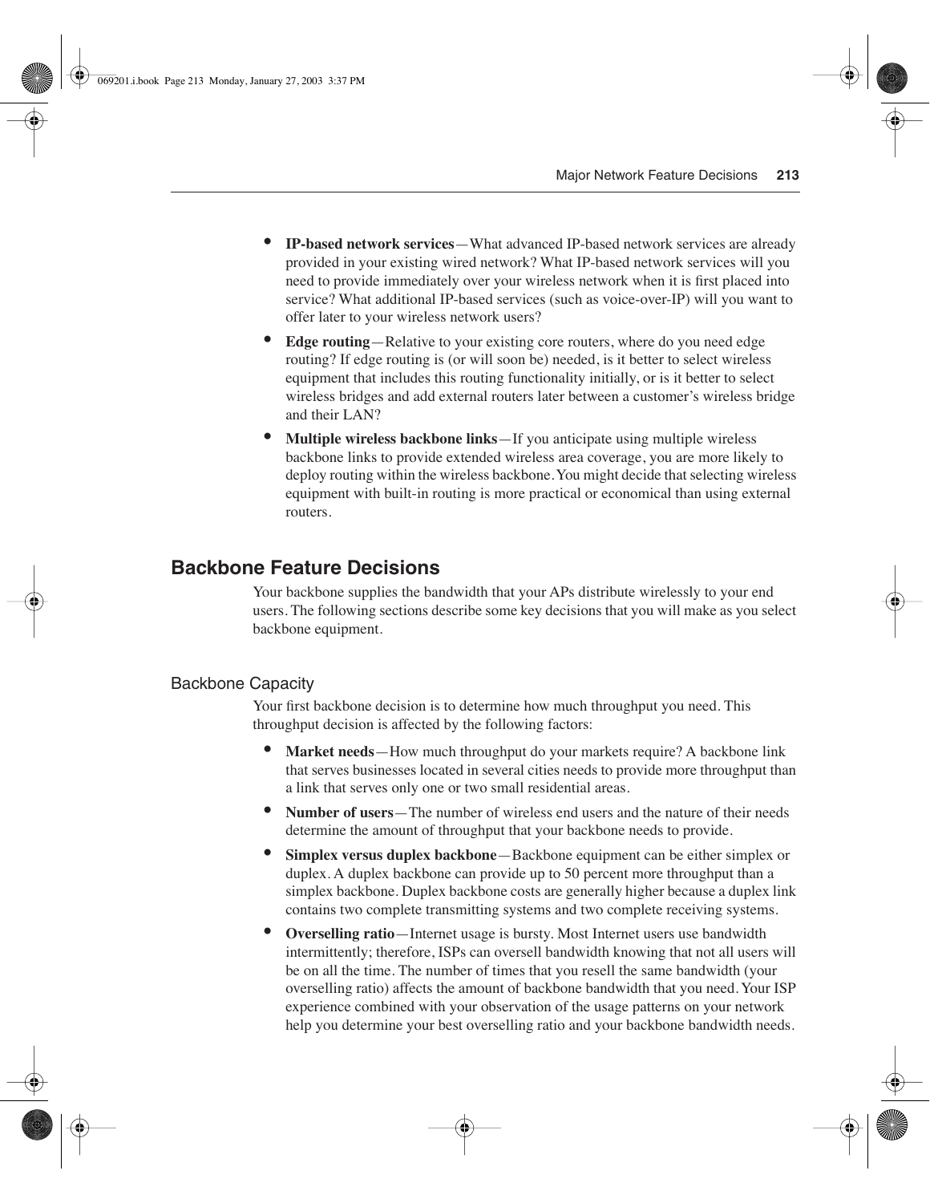- **IP-based network services**—What advanced IP-based network services are already provided in your existing wired network? What IP-based network services will you need to provide immediately over your wireless network when it is first placed into service? What additional IP-based services (such as voice-over-IP) will you want to offer later to your wireless network users?
- **Edge routing**—Relative to your existing core routers, where do you need edge routing? If edge routing is (or will soon be) needed, is it better to select wireless equipment that includes this routing functionality initially, or is it better to select wireless bridges and add external routers later between a customer's wireless bridge and their LAN?
- **Multiple wireless backbone links**—If you anticipate using multiple wireless backbone links to provide extended wireless area coverage, you are more likely to deploy routing within the wireless backbone. You might decide that selecting wireless equipment with built-in routing is more practical or economical than using external routers.

## Backbone Feature Decisions

Your backbone supplies the bandwidth that your APs distribute wirelessly to your end users. The following sections describe some key decisions that you will make as you select backbone equipment.

### Backbone Capacity

Your first backbone decision is to determine how much throughput you need. This throughput decision is affected by the following factors:

- **Market needs**—How much throughput do your markets require? A backbone link that serves businesses located in several cities needs to provide more throughput than a link that serves only one or two small residential areas.
- **Number of users**—The number of wireless end users and the nature of their needs determine the amount of throughput that your backbone needs to provide.
- **Simplex versus duplex backbone**—Backbone equipment can be either simplex or duplex. A duplex backbone can provide up to 50 percent more throughput than a simplex backbone. Duplex backbone costs are generally higher because a duplex link contains two complete transmitting systems and two complete receiving systems.
- **Overselling ratio**—Internet usage is bursty. Most Internet users use bandwidth intermittently; therefore, ISPs can oversell bandwidth knowing that not all users will be on all the time. The number of times that you resell the same bandwidth (your overselling ratio) affects the amount of backbone bandwidth that you need. Your ISP experience combined with your observation of the usage patterns on your network help you determine your best overselling ratio and your backbone bandwidth needs.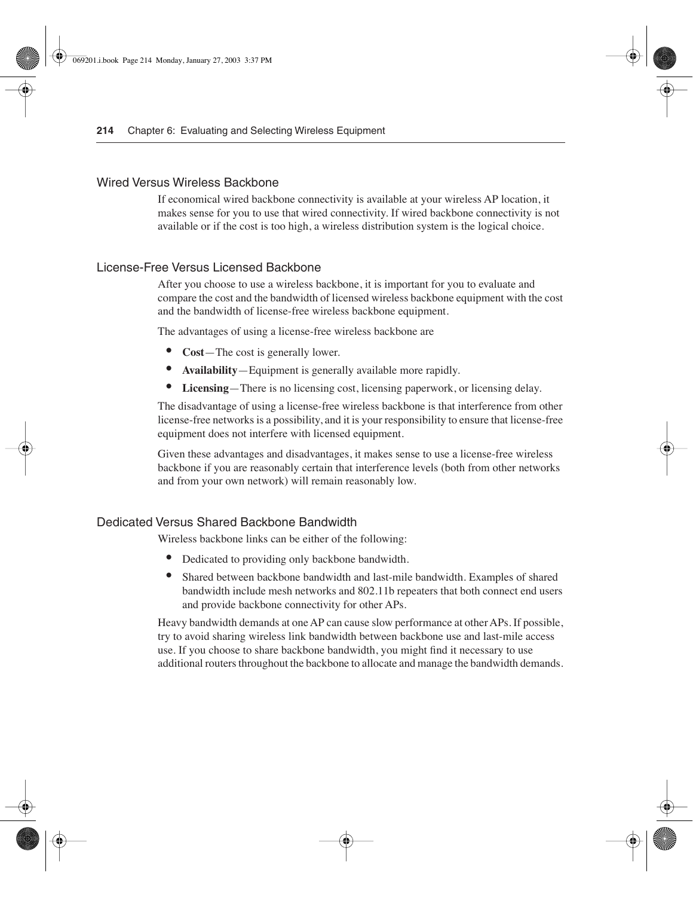### Wired Versus Wireless Backbone

If economical wired backbone connectivity is available at your wireless AP location, it makes sense for you to use that wired connectivity. If wired backbone connectivity is not available or if the cost is too high, a wireless distribution system is the logical choice.

### License-Free Versus Licensed Backbone

After you choose to use a wireless backbone, it is important for you to evaluate and compare the cost and the bandwidth of licensed wireless backbone equipment with the cost and the bandwidth of license-free wireless backbone equipment.

The advantages of using a license-free wireless backbone are

- **Cost**—The cost is generally lower.
- **Availability**—Equipment is generally available more rapidly.
- **Licensing**—There is no licensing cost, licensing paperwork, or licensing delay.

The disadvantage of using a license-free wireless backbone is that interference from other license-free networks is a possibility, and it is your responsibility to ensure that license-free equipment does not interfere with licensed equipment.

Given these advantages and disadvantages, it makes sense to use a license-free wireless backbone if you are reasonably certain that interference levels (both from other networks and from your own network) will remain reasonably low.

### Dedicated Versus Shared Backbone Bandwidth

Wireless backbone links can be either of the following:

- Dedicated to providing only backbone bandwidth.
- Shared between backbone bandwidth and last-mile bandwidth. Examples of shared bandwidth include mesh networks and 802.11b repeaters that both connect end users and provide backbone connectivity for other APs.

Heavy bandwidth demands at one AP can cause slow performance at other APs. If possible, try to avoid sharing wireless link bandwidth between backbone use and last-mile access use. If you choose to share backbone bandwidth, you might find it necessary to use additional routers throughout the backbone to allocate and manage the bandwidth demands.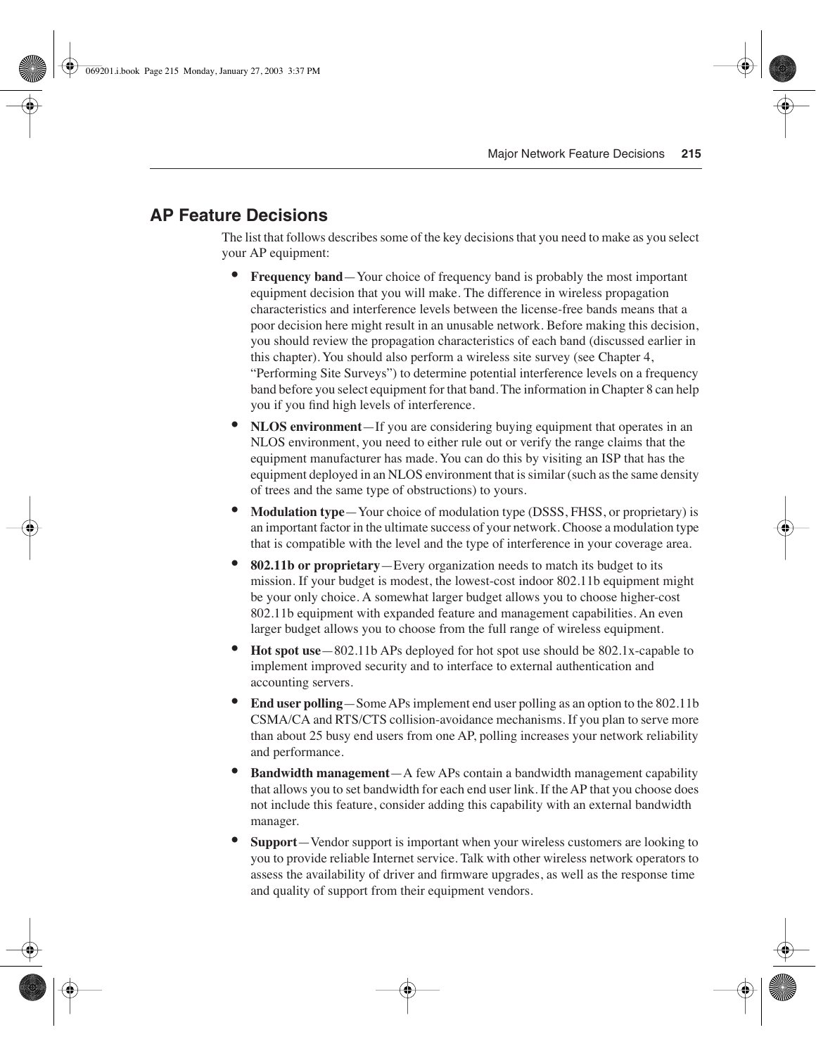## AP Feature Decisions

The list that follows describes some of the key decisions that you need to make as you select your AP equipment:

- **Frequency band**—Your choice of frequency band is probably the most important equipment decision that you will make. The difference in wireless propagation characteristics and interference levels between the license-free bands means that a poor decision here might result in an unusable network. Before making this decision, you should review the propagation characteristics of each band (discussed earlier in this chapter). You should also perform a wireless site survey (see Chapter 4, "Performing Site Surveys") to determine potential interference levels on a frequency band before you select equipment for that band. The information in Chapter 8 can help you if you find high levels of interference.
- **NLOS environment**—If you are considering buying equipment that operates in an NLOS environment, you need to either rule out or verify the range claims that the equipment manufacturer has made. You can do this by visiting an ISP that has the equipment deployed in an NLOS environment that is similar (such as the same density of trees and the same type of obstructions) to yours.
- **Modulation type**—Your choice of modulation type (DSSS, FHSS, or proprietary) is an important factor in the ultimate success of your network. Choose a modulation type that is compatible with the level and the type of interference in your coverage area.
- **802.11b or proprietary**—Every organization needs to match its budget to its mission. If your budget is modest, the lowest-cost indoor 802.11b equipment might be your only choice. A somewhat larger budget allows you to choose higher-cost 802.11b equipment with expanded feature and management capabilities. An even larger budget allows you to choose from the full range of wireless equipment.
- **Hot spot use**—802.11b APs deployed for hot spot use should be 802.1x-capable to implement improved security and to interface to external authentication and accounting servers.
- **End user polling**—Some APs implement end user polling as an option to the 802.11b CSMA/CA and RTS/CTS collision-avoidance mechanisms. If you plan to serve more than about 25 busy end users from one AP, polling increases your network reliability and performance.
- **Bandwidth management**—A few APs contain a bandwidth management capability that allows you to set bandwidth for each end user link. If the AP that you choose does not include this feature, consider adding this capability with an external bandwidth manager.
- **Support**—Vendor support is important when your wireless customers are looking to you to provide reliable Internet service. Talk with other wireless network operators to assess the availability of driver and firmware upgrades, as well as the response time and quality of support from their equipment vendors.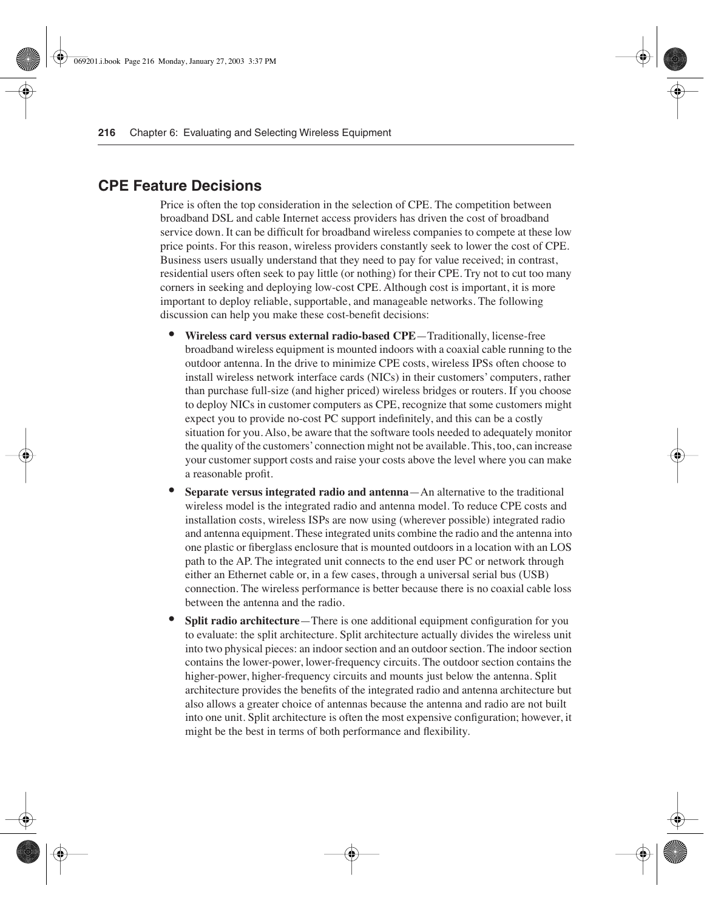## CPE Feature Decisions

Price is often the top consideration in the selection of CPE. The competition between broadband DSL and cable Internet access providers has driven the cost of broadband service down. It can be difficult for broadband wireless companies to compete at these low price points. For this reason, wireless providers constantly seek to lower the cost of CPE. Business users usually understand that they need to pay for value received; in contrast, residential users often seek to pay little (or nothing) for their CPE. Try not to cut too many corners in seeking and deploying low-cost CPE. Although cost is important, it is more important to deploy reliable, supportable, and manageable networks. The following discussion can help you make these cost-benefit decisions:

- **Wireless card versus external radio-based CPE**—Traditionally, license-free broadband wireless equipment is mounted indoors with a coaxial cable running to the outdoor antenna. In the drive to minimize CPE costs, wireless IPSs often choose to install wireless network interface cards (NICs) in their customers' computers, rather than purchase full-size (and higher priced) wireless bridges or routers. If you choose to deploy NICs in customer computers as CPE, recognize that some customers might expect you to provide no-cost PC support indefinitely, and this can be a costly situation for you. Also, be aware that the software tools needed to adequately monitor the quality of the customers' connection might not be available. This, too, can increase your customer support costs and raise your costs above the level where you can make a reasonable profit.
- **Separate versus integrated radio and antenna**—An alternative to the traditional wireless model is the integrated radio and antenna model. To reduce CPE costs and installation costs, wireless ISPs are now using (wherever possible) integrated radio and antenna equipment. These integrated units combine the radio and the antenna into one plastic or fiberglass enclosure that is mounted outdoors in a location with an LOS path to the AP. The integrated unit connects to the end user PC or network through either an Ethernet cable or, in a few cases, through a universal serial bus (USB) connection. The wireless performance is better because there is no coaxial cable loss between the antenna and the radio.
- **Split radio architecture**—There is one additional equipment configuration for you to evaluate: the split architecture. Split architecture actually divides the wireless unit into two physical pieces: an indoor section and an outdoor section. The indoor section contains the lower-power, lower-frequency circuits. The outdoor section contains the higher-power, higher-frequency circuits and mounts just below the antenna. Split architecture provides the benefits of the integrated radio and antenna architecture but also allows a greater choice of antennas because the antenna and radio are not built into one unit. Split architecture is often the most expensive configuration; however, it might be the best in terms of both performance and flexibility.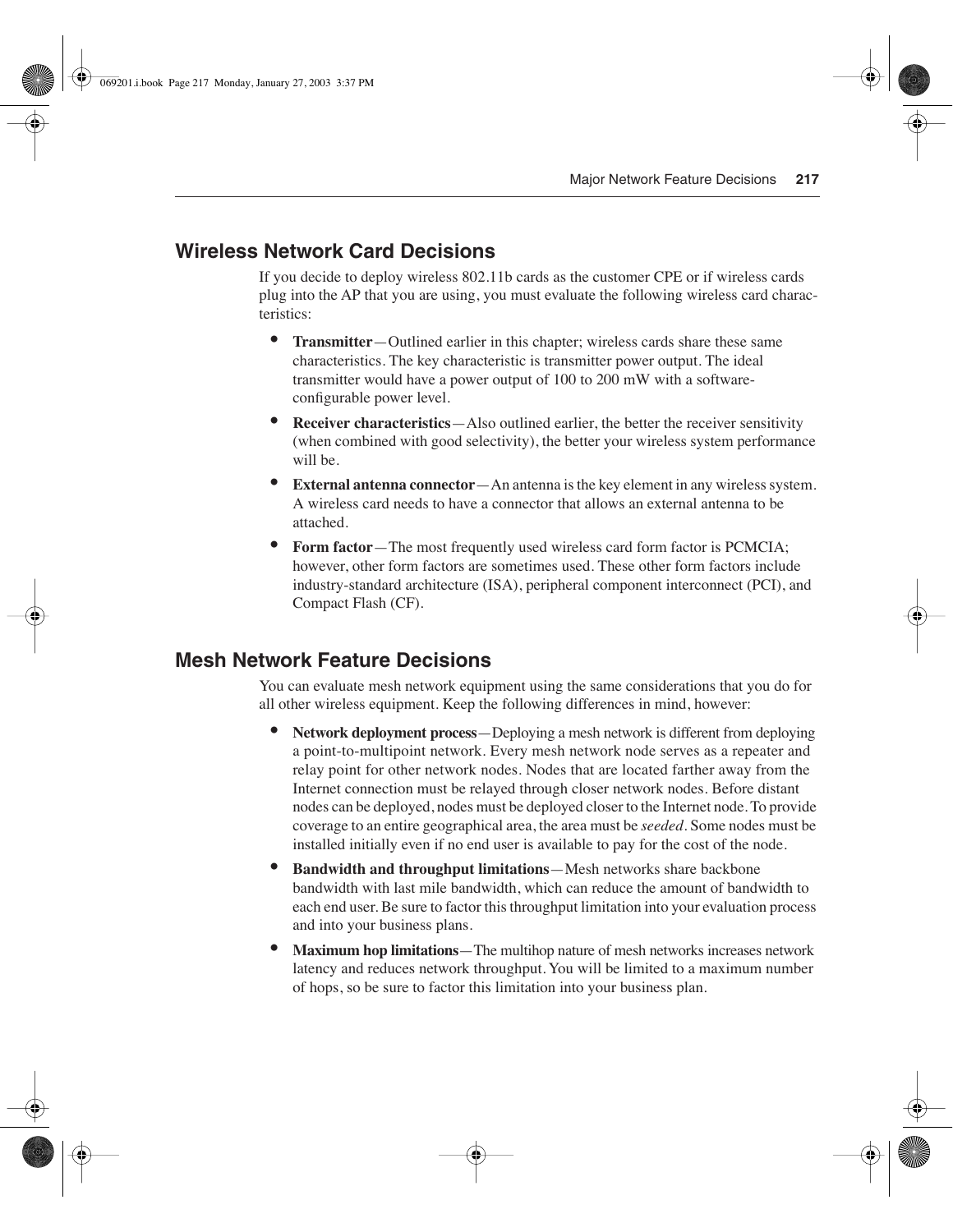## Wireless Network Card Decisions

If you decide to deploy wireless 802.11b cards as the customer CPE or if wireless cards plug into the AP that you are using, you must evaluate the following wireless card characteristics:

- **Transmitter**—Outlined earlier in this chapter; wireless cards share these same characteristics. The key characteristic is transmitter power output. The ideal transmitter would have a power output of 100 to 200 mW with a software-configurable power level.
- **Receiver characteristics**—Also outlined earlier, the better the receiver sensitivity (when combined with good selectivity), the better your wireless system performance will be.
- **External antenna connector**—An antenna is the key element in any wireless system. A wireless card needs to have a connector that allows an external antenna to be attached.
- **Form factor**—The most frequently used wireless card form factor is PCMCIA; however, other form factors are sometimes used. These other form factors include industry-standard architecture (ISA), peripheral component interconnect (PCI), and Compact Flash (CF).

## Mesh Network Feature Decisions

You can evaluate mesh network equipment using the same considerations that you do for all other wireless equipment. Keep the following differences in mind, however:

- **Network deployment process**—Deploying a mesh network is different from deploying a point-to-multipoint network. Every mesh network node serves as a repeater and relay point for other network nodes. Nodes that are located farther away from the Internet connection must be relayed through closer network nodes. Before distant nodes can be deployed, nodes must be deployed closer to the Internet node. To provide coverage to an entire geographical area, the area must be *seeded*. Some nodes must be installed initially even if no end user is available to pay for the cost of the node.
- **Bandwidth and throughput limitations**—Mesh networks share backbone bandwidth with last mile bandwidth, which can reduce the amount of bandwidth to each end user. Be sure to factor this throughput limitation into your evaluation process and into your business plans.
- **Maximum hop limitations**—The multihop nature of mesh networks increases network latency and reduces network throughput. You will be limited to a maximum number of hops, so be sure to factor this limitation into your business plan.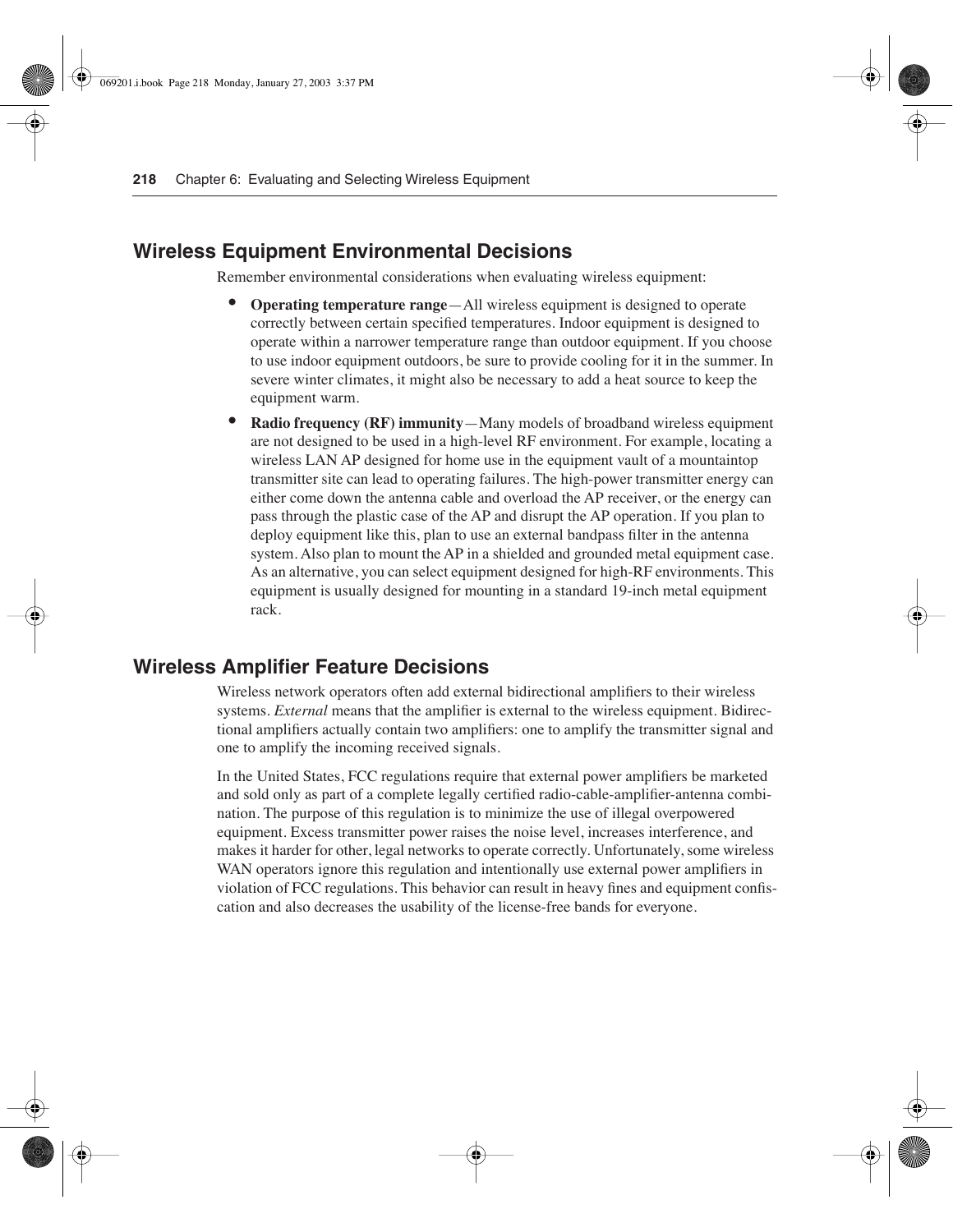## Wireless Equipment Environmental Decisions

Remember environmental considerations when evaluating wireless equipment:

- **Operating temperature range**—All wireless equipment is designed to operate correctly between certain specified temperatures. Indoor equipment is designed to operate within a narrower temperature range than outdoor equipment. If you choose to use indoor equipment outdoors, be sure to provide cooling for it in the summer. In severe winter climates, it might also be necessary to add a heat source to keep the equipment warm.
- **Radio frequency (RF) immunity**—Many models of broadband wireless equipment are not designed to be used in a high-level RF environment. For example, locating a wireless LAN AP designed for home use in the equipment vault of a mountaintop transmitter site can lead to operating failures. The high-power transmitter energy can either come down the antenna cable and overload the AP receiver, or the energy can pass through the plastic case of the AP and disrupt the AP operation. If you plan to deploy equipment like this, plan to use an external bandpass filter in the antenna system. Also plan to mount the AP in a shielded and grounded metal equipment case. As an alternative, you can select equipment designed for high-RF environments. This equipment is usually designed for mounting in a standard 19-inch metal equipment rack.

## Wireless Amplifier Feature Decisions

Wireless network operators often add external bidirectional amplifiers to their wireless systems. *External* means that the amplifier is external to the wireless equipment. Bidirectional amplifiers actually contain two amplifiers: one to amplify the transmitter signal and one to amplify the incoming received signals.

In the United States, FCC regulations require that external power amplifiers be marketed and sold only as part of a complete legally certified radio-cable-amplifier-antenna combination. The purpose of this regulation is to minimize the use of illegal overpowered equipment. Excess transmitter power raises the noise level, increases interference, and makes it harder for other, legal networks to operate correctly. Unfortunately, some wireless WAN operators ignore this regulation and intentionally use external power amplifiers in violation of FCC regulations. This behavior can result in heavy fines and equipment confiscation and also decreases the usability of the license-free bands for everyone.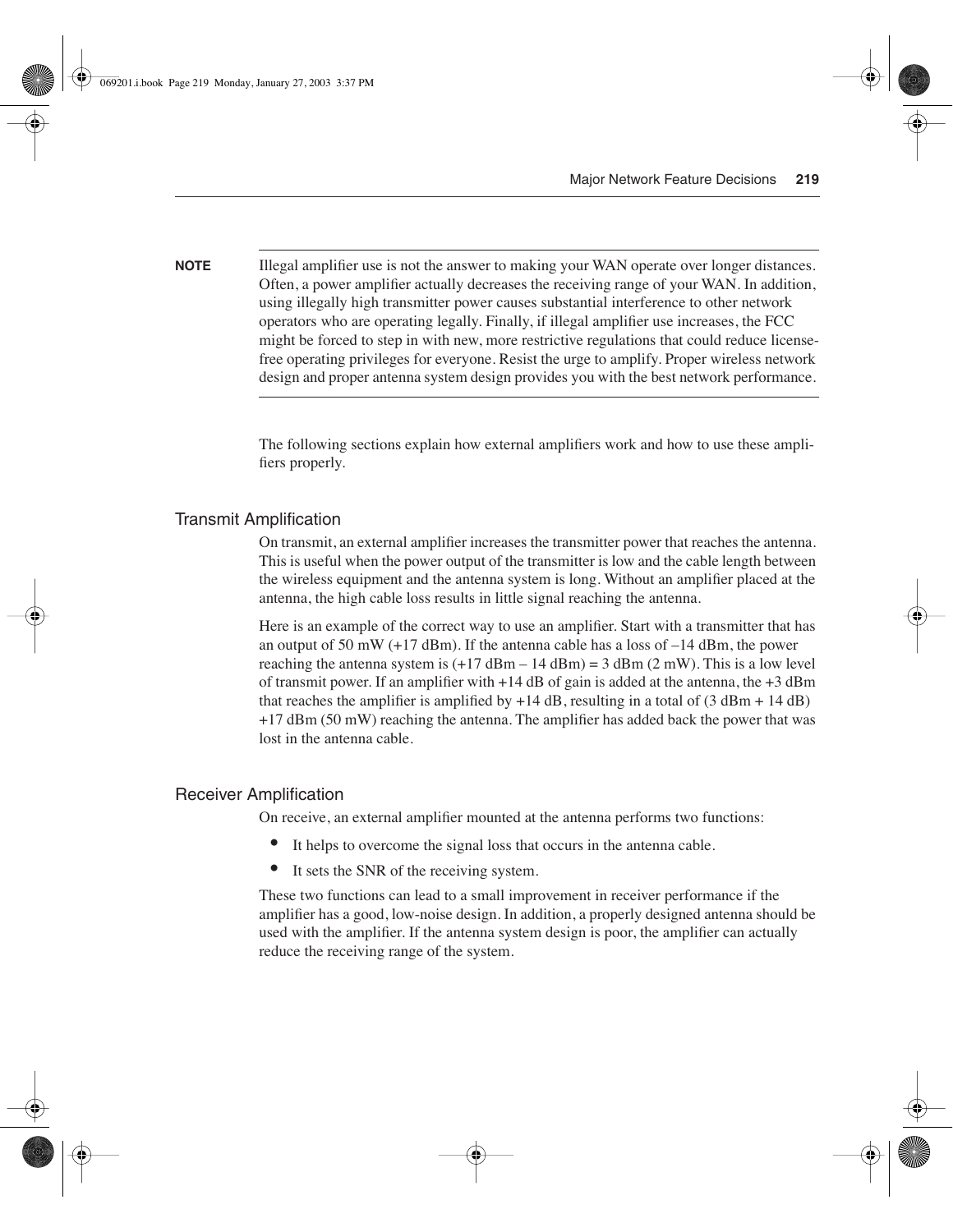**NOTE** Illegal amplifier use is not the answer to making your WAN operate over longer distances. Often, a power amplifier actually decreases the receiving range of your WAN. In addition, using illegally high transmitter power causes substantial interference to other network operators who are operating legally. Finally, if illegal amplifier use increases, the FCC might be forced to step in with new, more restrictive regulations that could reduce license-free operating privileges for everyone. Resist the urge to amplify. Proper wireless network design and proper antenna system design provides you with the best network performance.

The following sections explain how external amplifiers work and how to use these amplifiers properly.

### Transmit Amplification

On transmit, an external amplifier increases the transmitter power that reaches the antenna. This is useful when the power output of the transmitter is low and the cable length between the wireless equipment and the antenna system is long. Without an amplifier placed at the antenna, the high cable loss results in little signal reaching the antenna.

Here is an example of the correct way to use an amplifier. Start with a transmitter that has an output of 50 mW (+17 dBm). If the antenna cable has a loss of –14 dBm, the power reaching the antenna system is (+17 dBm – 14 dBm) = 3 dBm (2 mW). This is a low level of transmit power. If an amplifier with +14 dB of gain is added at the antenna, the +3 dBm that reaches the amplifier is amplified by +14 dB, resulting in a total of (3 dBm + 14 dB) +17 dBm (50 mW) reaching the antenna. The amplifier has added back the power that was lost in the antenna cable.

### Receiver Amplification

On receive, an external amplifier mounted at the antenna performs two functions:

- It helps to overcome the signal loss that occurs in the antenna cable.
- It sets the SNR of the receiving system.

These two functions can lead to a small improvement in receiver performance if the amplifier has a good, low-noise design. In addition, a properly designed antenna should be used with the amplifier. If the antenna system design is poor, the amplifier can actually reduce the receiving range of the system.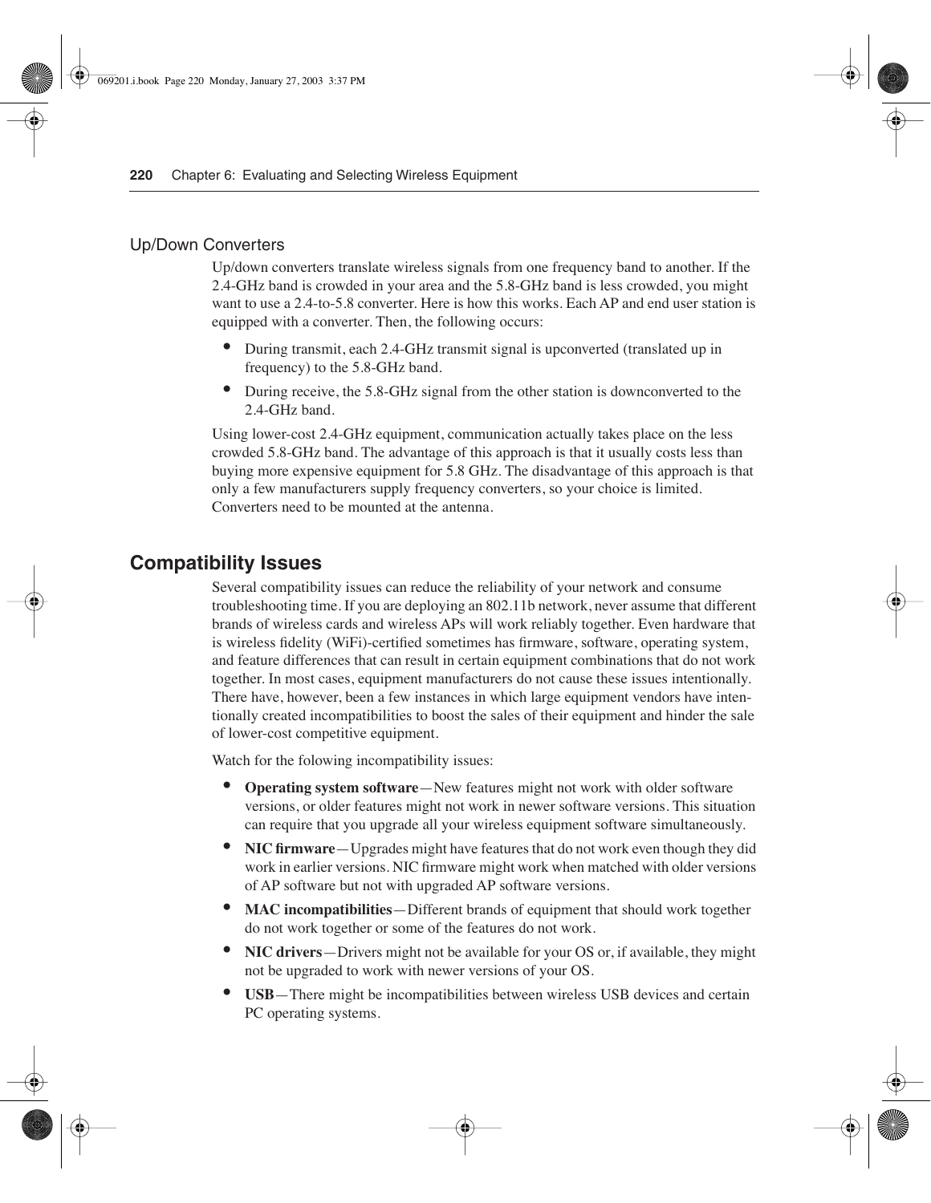### Up/Down Converters

Up/down converters translate wireless signals from one frequency band to another. If the 2.4-GHz band is crowded in your area and the 5.8-GHz band is less crowded, you might want to use a 2.4-to-5.8 converter. Here is how this works. Each AP and end user station is equipped with a converter. Then, the following occurs:

- During transmit, each 2.4-GHz transmit signal is upconverted (translated up in frequency) to the 5.8-GHz band.
- During receive, the 5.8-GHz signal from the other station is downconverted to the 2.4-GHz band.

Using lower-cost 2.4-GHz equipment, communication actually takes place on the less crowded 5.8-GHz band. The advantage of this approach is that it usually costs less than buying more expensive equipment for 5.8 GHz. The disadvantage of this approach is that only a few manufacturers supply frequency converters, so your choice is limited. Converters need to be mounted at the antenna.

## Compatibility Issues

Several compatibility issues can reduce the reliability of your network and consume troubleshooting time. If you are deploying an 802.11b network, never assume that different brands of wireless cards and wireless APs will work reliably together. Even hardware that is wireless fidelity (WiFi)-certified sometimes has firmware, software, operating system, and feature differences that can result in certain equipment combinations that do not work together. In most cases, equipment manufacturers do not cause these issues intentionally. There have, however, been a few instances in which large equipment vendors have intentionally created incompatibilities to boost the sales of their equipment and hinder the sale of lower-cost competitive equipment.

Watch for the folowing incompatibility issues:

- **Operating system software**—New features might not work with older software versions, or older features might not work in newer software versions. This situation can require that you upgrade all your wireless equipment software simultaneously.
- **NIC firmware**—Upgrades might have features that do not work even though they did work in earlier versions. NIC firmware might work when matched with older versions of AP software but not with upgraded AP software versions.
- **MAC incompatibilities**—Different brands of equipment that should work together do not work together or some of the features do not work.
- **NIC drivers**—Drivers might not be available for your OS or, if available, they might not be upgraded to work with newer versions of your OS.
- **USB**—There might be incompatibilities between wireless USB devices and certain PC operating systems.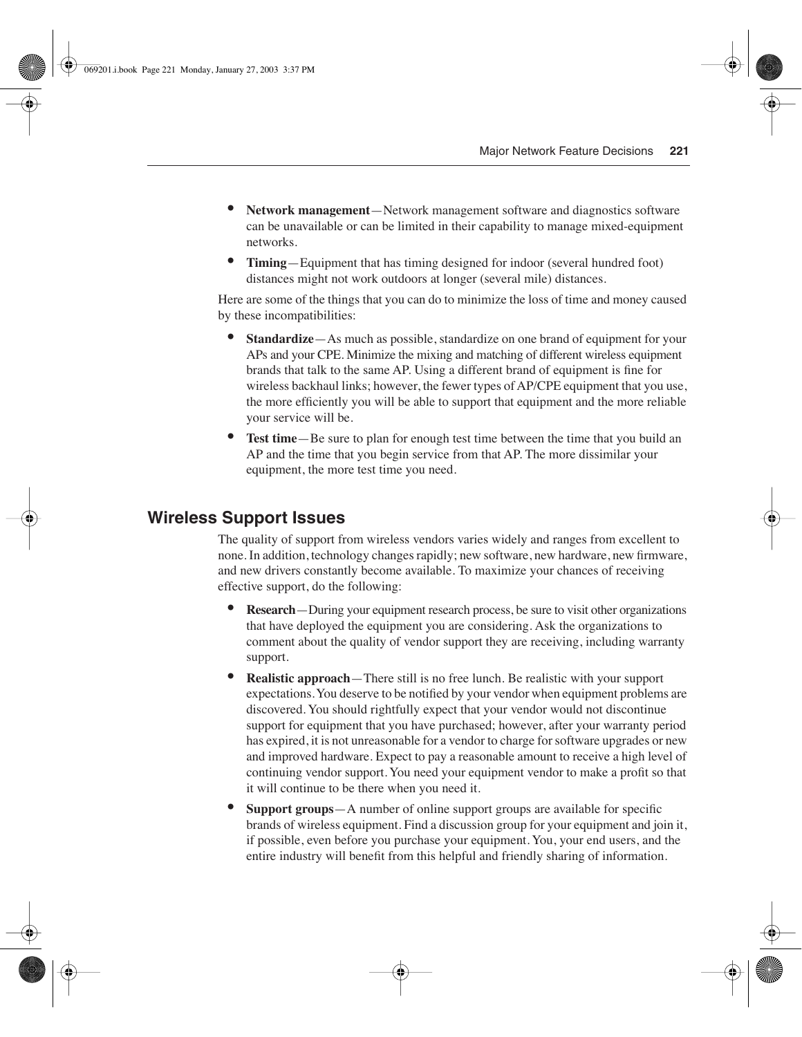- **Network management**—Network management software and diagnostics software can be unavailable or can be limited in their capability to manage mixed-equipment networks.
- **Timing**—Equipment that has timing designed for indoor (several hundred foot) distances might not work outdoors at longer (several mile) distances.

Here are some of the things that you can do to minimize the loss of time and money caused by these incompatibilities:

- **Standardize**—As much as possible, standardize on one brand of equipment for your APs and your CPE. Minimize the mixing and matching of different wireless equipment brands that talk to the same AP. Using a different brand of equipment is fine for wireless backhaul links; however, the fewer types of AP/CPE equipment that you use, the more efficiently you will be able to support that equipment and the more reliable your service will be.
- **Test time**—Be sure to plan for enough test time between the time that you build an AP and the time that you begin service from that AP. The more dissimilar your equipment, the more test time you need.

## Wireless Support Issues

The quality of support from wireless vendors varies widely and ranges from excellent to none. In addition, technology changes rapidly; new software, new hardware, new firmware, and new drivers constantly become available. To maximize your chances of receiving effective support, do the following:

- **Research**—During your equipment research process, be sure to visit other organizations that have deployed the equipment you are considering. Ask the organizations to comment about the quality of vendor support they are receiving, including warranty support.
- **Realistic approach**—There still is no free lunch. Be realistic with your support expectations. You deserve to be notified by your vendor when equipment problems are discovered. You should rightfully expect that your vendor would not discontinue support for equipment that you have purchased; however, after your warranty period has expired, it is not unreasonable for a vendor to charge for software upgrades or new and improved hardware. Expect to pay a reasonable amount to receive a high level of continuing vendor support. You need your equipment vendor to make a profit so that it will continue to be there when you need it.
- **Support groups**—A number of online support groups are available for specific brands of wireless equipment. Find a discussion group for your equipment and join it, if possible, even before you purchase your equipment. You, your end users, and the entire industry will benefit from this helpful and friendly sharing of information.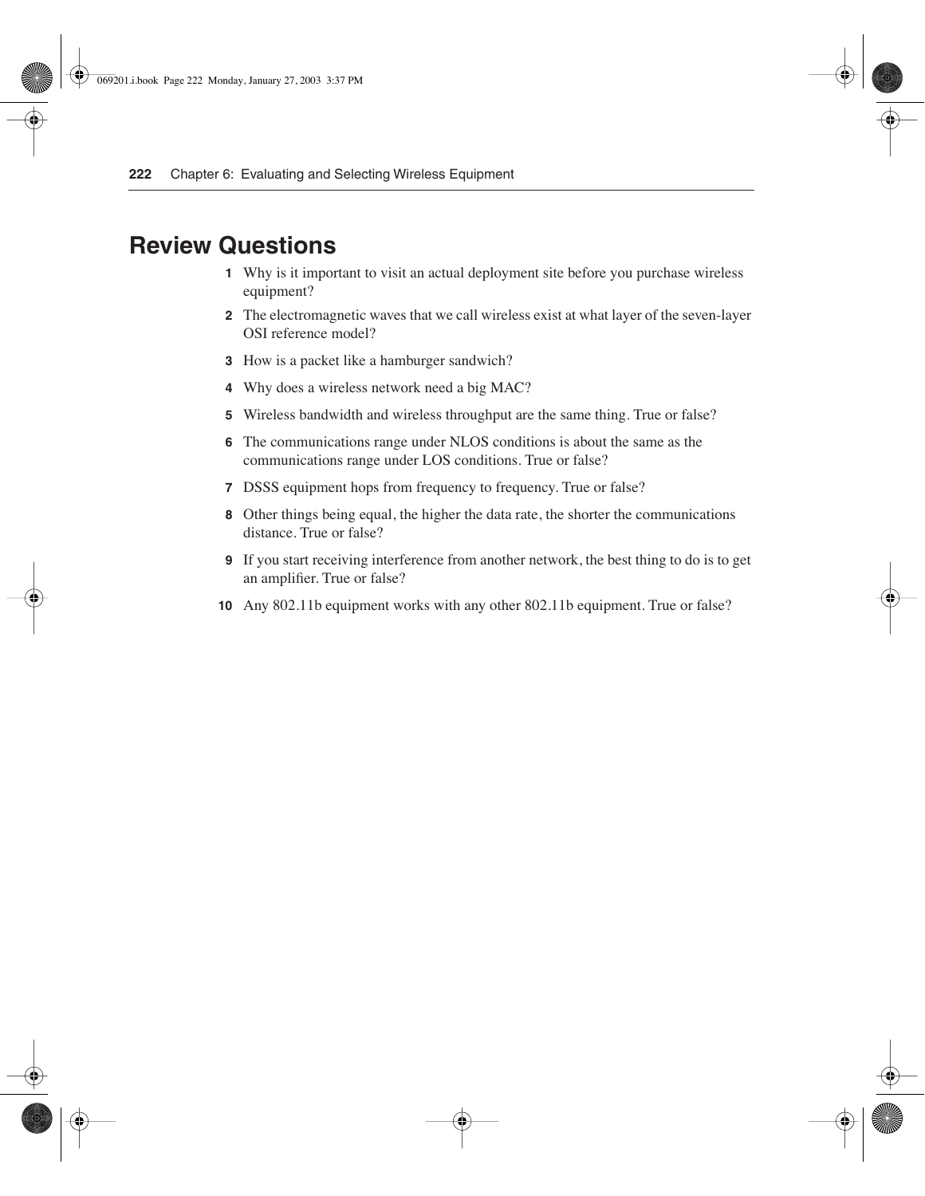## Review Questions

1. Why is it important to visit an actual deployment site before you purchase wireless equipment?
2. The electromagnetic waves that we call wireless exist at what layer of the seven-layer OSI reference model?
3. How is a packet like a hamburger sandwich?
4. Why does a wireless network need a big MAC?
5. Wireless bandwidth and wireless throughput are the same thing. True or false?
6. The communications range under NLOS conditions is about the same as the communications range under LOS conditions. True or false?
7. DSSS equipment hops from frequency to frequency. True or false?
8. Other things being equal, the higher the data rate, the shorter the communications distance. True or false?
9. If you start receiving interference from another network, the best thing to do is to get an amplifier. True or false?
10. Any 802.11b equipment works with any other 802.11b equipment. True or false?